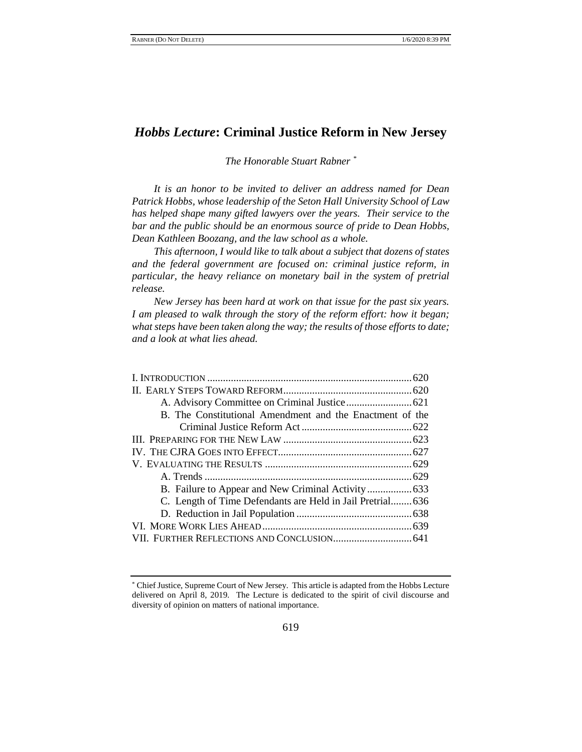# *Hobbs Lecture*: Criminal Justice Reform in New Jersey

*The Honorable Stuart Rabner* [*]

*It is an honor to be invited to deliver an address named for Dean Patrick Hobbs, whose leadership of the Seton Hall University School of Law has helped shape many gifted lawyers over the years. Their service to the bar and the public should be an enormous source of pride to Dean Hobbs, Dean Kathleen Boozang, and the law school as a whole.*

*This afternoon, I would like to talk about a subject that dozens of states and the federal government are focused on: criminal justice reform, in particular, the heavy reliance on monetary bail in the system of pretrial release.*

*New Jersey has been hard at work on that issue for the past six years. I am pleased to walk through the story of the reform effort: how it began; what steps have been taken along the way; the results of those efforts to date; and a look at what lies ahead.*

| | |
|---|---|
| I. INTRODUCTION | 620 |
| II. EARLY STEPS TOWARD REFORM | 620 |
| A. Advisory Committee on Criminal Justice | 621 |
| B. The Constitutional Amendment and the Enactment of the Criminal Justice Reform Act | 622 |
| III. PREPARING FOR THE NEW LAW | 623 |
| IV. THE CJRA GOES INTO EFFECT | 627 |
| V. EVALUATING THE RESULTS | 629 |
| A. Trends | 629 |
| B. Failure to Appear and New Criminal Activity | 633 |
| C. Length of Time Defendants are Held in Jail Pretrial | 636 |
| D. Reduction in Jail Population | 638 |
| VI. MORE WORK LIES AHEAD | 639 |
| VII. FURTHER REFLECTIONS AND CONCLUSION | 641 |

[*] Chief Justice, Supreme Court of New Jersey. This article is adapted from the Hobbs Lecture delivered on April 8, 2019. The Lecture is dedicated to the spirit of civil discourse and diversity of opinion on matters of national importance.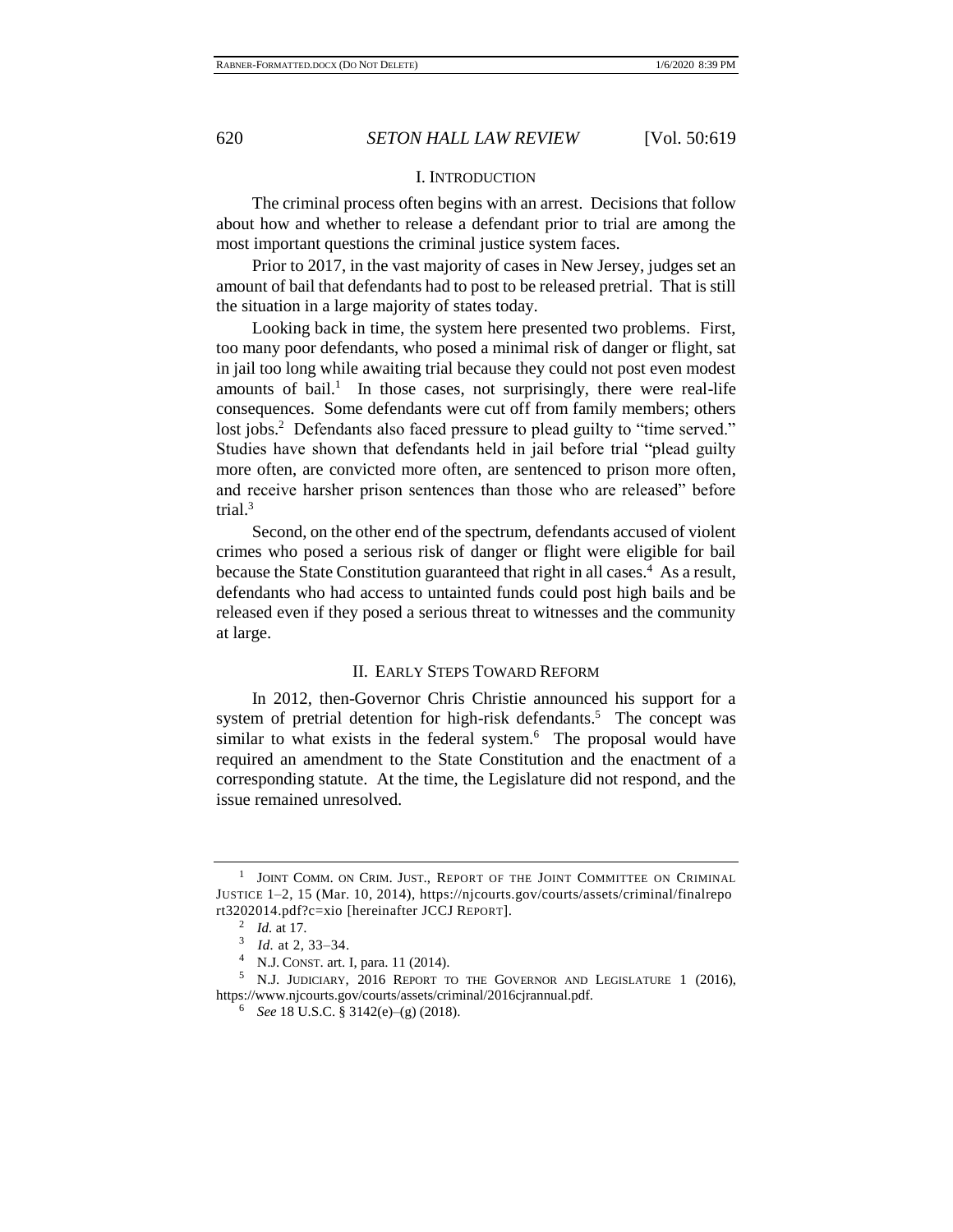## I. INTRODUCTION

The criminal process often begins with an arrest. Decisions that follow about how and whether to release a defendant prior to trial are among the most important questions the criminal justice system faces.

Prior to 2017, in the vast majority of cases in New Jersey, judges set an amount of bail that defendants had to post to be released pretrial. That is still the situation in a large majority of states today.

Looking back in time, the system here presented two problems. First, too many poor defendants, who posed a minimal risk of danger or flight, sat in jail too long while awaiting trial because they could not post even modest amounts of bail.[1] In those cases, not surprisingly, there were real-life consequences. Some defendants were cut off from family members; others lost jobs.[2] Defendants also faced pressure to plead guilty to "time served." Studies have shown that defendants held in jail before trial "plead guilty more often, are convicted more often, are sentenced to prison more often, and receive harsher prison sentences than those who are released" before trial.[3]

Second, on the other end of the spectrum, defendants accused of violent crimes who posed a serious risk of danger or flight were eligible for bail because the State Constitution guaranteed that right in all cases.[4] As a result, defendants who had access to untainted funds could post high bails and be released even if they posed a serious threat to witnesses and the community at large.

## II. EARLY STEPS TOWARD REFORM

In 2012, then-Governor Chris Christie announced his support for a system of pretrial detention for high-risk defendants.[5] The concept was similar to what exists in the federal system.[6] The proposal would have required an amendment to the State Constitution and the enactment of a corresponding statute. At the time, the Legislature did not respond, and the issue remained unresolved.

---

[1] JOINT COMM. ON CRIM. JUST., REPORT OF THE JOINT COMMITTEE ON CRIMINAL JUSTICE 1–2, 15 (Mar. 10, 2014), https://njcourts.gov/courts/assets/criminal/finalreport3202014.pdf?c=xio [hereinafter JCCJ REPORT].

[2] *Id.* at 17.

[3] *Id.* at 2, 33–34.

[4] N.J. CONST. art. I, para. 11 (2014).

[5] N.J. JUDICIARY, 2016 REPORT TO THE GOVERNOR AND LEGISLATURE 1 (2016), https://www.njcourts.gov/courts/assets/criminal/2016cjrannual.pdf.

[6] *See* 18 U.S.C. § 3142(e)–(g) (2018).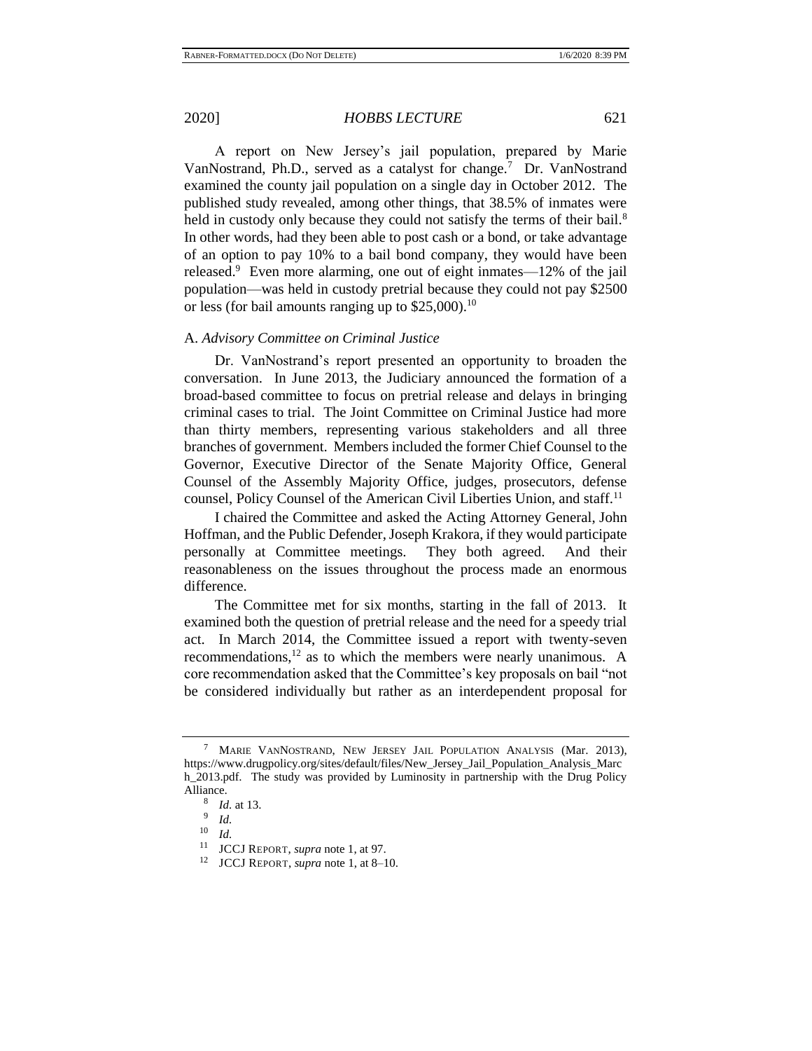A report on New Jersey's jail population, prepared by Marie VanNostrand, Ph.D., served as a catalyst for change.[7] Dr. VanNostrand examined the county jail population on a single day in October 2012. The published study revealed, among other things, that 38.5% of inmates were held in custody only because they could not satisfy the terms of their bail.[8] In other words, had they been able to post cash or a bond, or take advantage of an option to pay 10% to a bail bond company, they would have been released.[9] Even more alarming, one out of eight inmates—12% of the jail population—was held in custody pretrial because they could not pay $2500 or less (for bail amounts ranging up to $25,000).[10]

### A. *Advisory Committee on Criminal Justice*

Dr. VanNostrand's report presented an opportunity to broaden the conversation. In June 2013, the Judiciary announced the formation of a broad-based committee to focus on pretrial release and delays in bringing criminal cases to trial. The Joint Committee on Criminal Justice had more than thirty members, representing various stakeholders and all three branches of government. Members included the former Chief Counsel to the Governor, Executive Director of the Senate Majority Office, General Counsel of the Assembly Majority Office, judges, prosecutors, defense counsel, Policy Counsel of the American Civil Liberties Union, and staff.[11]

I chaired the Committee and asked the Acting Attorney General, John Hoffman, and the Public Defender, Joseph Krakora, if they would participate personally at Committee meetings. They both agreed. And their reasonableness on the issues throughout the process made an enormous difference.

The Committee met for six months, starting in the fall of 2013. It examined both the question of pretrial release and the need for a speedy trial act. In March 2014, the Committee issued a report with twenty-seven recommendations,[12] as to which the members were nearly unanimous. A core recommendation asked that the Committee's key proposals on bail "not be considered individually but rather as an interdependent proposal for

---

[7] MARIE VANNOSTRAND, NEW JERSEY JAIL POPULATION ANALYSIS (Mar. 2013), https://www.drugpolicy.org/sites/default/files/New_Jersey_Jail_Population_Analysis_March_2013.pdf. The study was provided by Luminosity in partnership with the Drug Policy Alliance.

[8] *Id.* at 13.

[9] *Id.*

[10] *Id.*

[11] JCCJ REPORT, *supra* note 1, at 97.

[12] JCCJ REPORT, *supra* note 1, at 8–10.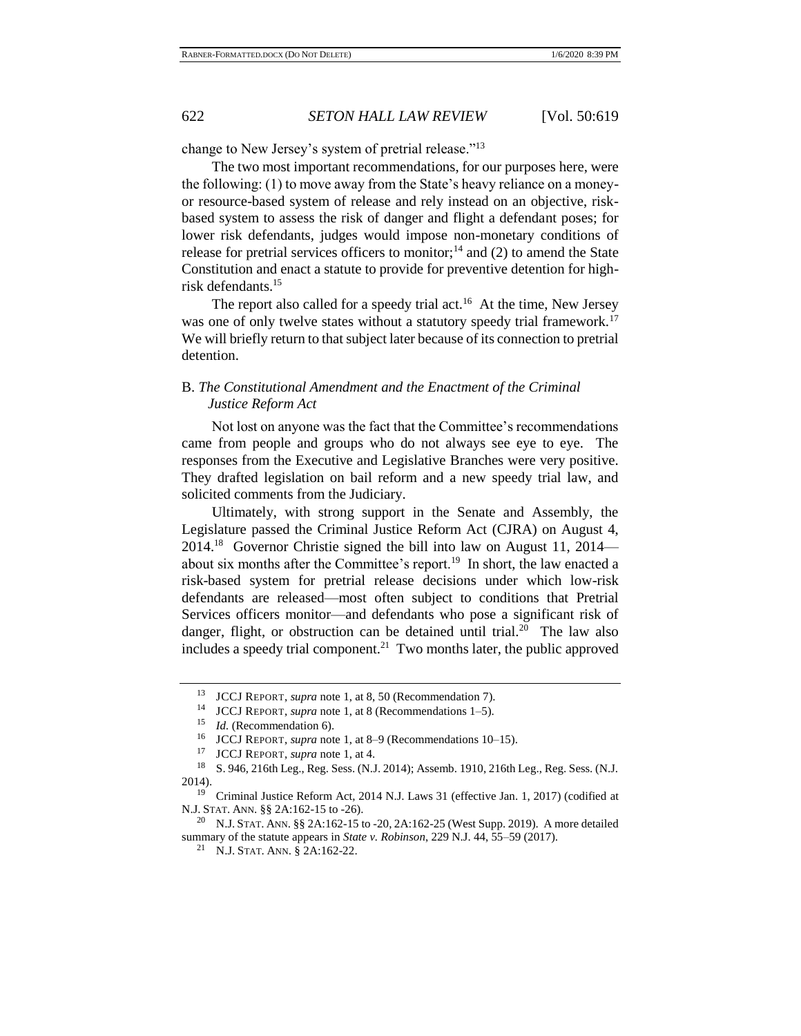change to New Jersey's system of pretrial release."[13]

The two most important recommendations, for our purposes here, were the following: (1) to move away from the State's heavy reliance on a money- or resource-based system of release and rely instead on an objective, risk-based system to assess the risk of danger and flight a defendant poses; for lower risk defendants, judges would impose non-monetary conditions of release for pretrial services officers to monitor;[14] and (2) to amend the State Constitution and enact a statute to provide for preventive detention for high-risk defendants.[15]

The report also called for a speedy trial act.[16] At the time, New Jersey was one of only twelve states without a statutory speedy trial framework.[17] We will briefly return to that subject later because of its connection to pretrial detention.

## B. *The Constitutional Amendment and the Enactment of the Criminal Justice Reform Act*

Not lost on anyone was the fact that the Committee's recommendations came from people and groups who do not always see eye to eye. The responses from the Executive and Legislative Branches were very positive. They drafted legislation on bail reform and a new speedy trial law, and solicited comments from the Judiciary.

Ultimately, with strong support in the Senate and Assembly, the Legislature passed the Criminal Justice Reform Act (CJRA) on August 4, 2014.[18] Governor Christie signed the bill into law on August 11, 2014—about six months after the Committee's report.[19] In short, the law enacted a risk-based system for pretrial release decisions under which low-risk defendants are released—most often subject to conditions that Pretrial Services officers monitor—and defendants who pose a significant risk of danger, flight, or obstruction can be detained until trial.[20] The law also includes a speedy trial component.[21] Two months later, the public approved

---

[13] JCCJ REPORT, *supra* note 1, at 8, 50 (Recommendation 7).

[14] JCCJ REPORT, *supra* note 1, at 8 (Recommendations 1–5).

[15] *Id.* (Recommendation 6).

[16] JCCJ REPORT, *supra* note 1, at 8–9 (Recommendations 10–15).

[17] JCCJ REPORT, *supra* note 1, at 4.

[18] S. 946, 216th Leg., Reg. Sess. (N.J. 2014); Assemb. 1910, 216th Leg., Reg. Sess. (N.J. 2014).

[19] Criminal Justice Reform Act, 2014 N.J. Laws 31 (effective Jan. 1, 2017) (codified at N.J. STAT. ANN. §§ 2A:162-15 to -26).

[20] N.J. STAT. ANN. §§ 2A:162-15 to -20, 2A:162-25 (West Supp. 2019). A more detailed summary of the statute appears in *State v. Robinson*, 229 N.J. 44, 55–59 (2017).

[21] N.J. STAT. ANN. § 2A:162-22.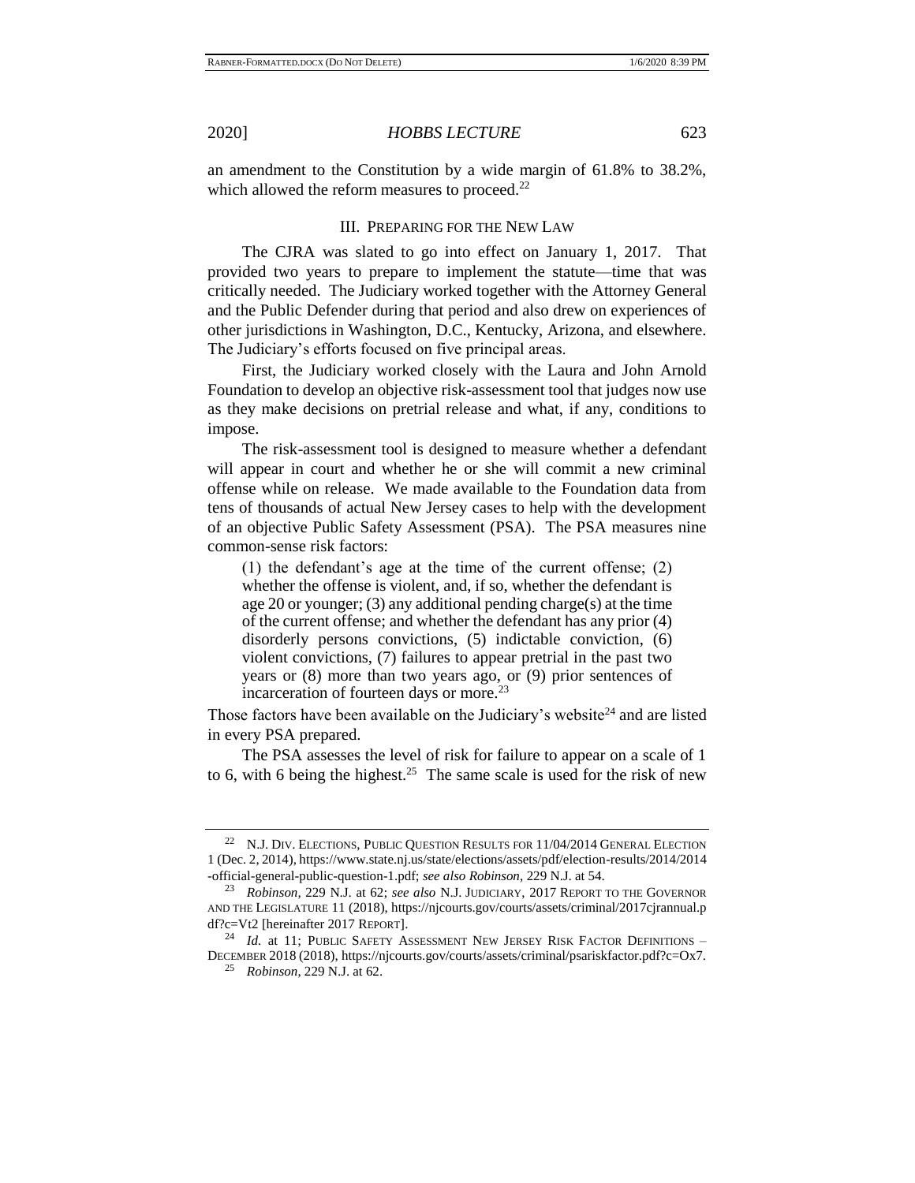an amendment to the Constitution by a wide margin of 61.8% to 38.2%, which allowed the reform measures to proceed.[22]

## III. Preparing for the New Law

The CJRA was slated to go into effect on January 1, 2017. That provided two years to prepare to implement the statute—time that was critically needed. The Judiciary worked together with the Attorney General and the Public Defender during that period and also drew on experiences of other jurisdictions in Washington, D.C., Kentucky, Arizona, and elsewhere. The Judiciary's efforts focused on five principal areas.

First, the Judiciary worked closely with the Laura and John Arnold Foundation to develop an objective risk-assessment tool that judges now use as they make decisions on pretrial release and what, if any, conditions to impose.

The risk-assessment tool is designed to measure whether a defendant will appear in court and whether he or she will commit a new criminal offense while on release. We made available to the Foundation data from tens of thousands of actual New Jersey cases to help with the development of an objective Public Safety Assessment (PSA). The PSA measures nine common-sense risk factors:

> (1) the defendant's age at the time of the current offense; (2) whether the offense is violent, and, if so, whether the defendant is age 20 or younger; (3) any additional pending charge(s) at the time of the current offense; and whether the defendant has any prior (4) disorderly persons convictions, (5) indictable conviction, (6) violent convictions, (7) failures to appear pretrial in the past two years or (8) more than two years ago, or (9) prior sentences of incarceration of fourteen days or more.[23]

Those factors have been available on the Judiciary's website[24] and are listed in every PSA prepared.

The PSA assesses the level of risk for failure to appear on a scale of 1 to 6, with 6 being the highest.[25] The same scale is used for the risk of new

---

[22] N.J. Div. Elections, Public Question Results for 11/04/2014 General Election 1 (Dec. 2, 2014), https://www.state.nj.us/state/elections/assets/pdf/election-results/2014/2014-official-general-public-question-1.pdf; *see also Robinson*, 229 N.J. at 54.

[23] *Robinson*, 229 N.J. at 62; *see also* N.J. Judiciary, 2017 Report to the Governor and the Legislature 11 (2018), https://njcourts.gov/courts/assets/criminal/2017cjrannual.pdf?c=Vt2 [hereinafter 2017 Report].

[24] *Id.* at 11; Public Safety Assessment New Jersey Risk Factor Definitions – December 2018 (2018), https://njcourts.gov/courts/assets/criminal/psariskfactor.pdf?c=Ox7.

[25] *Robinson*, 229 N.J. at 62.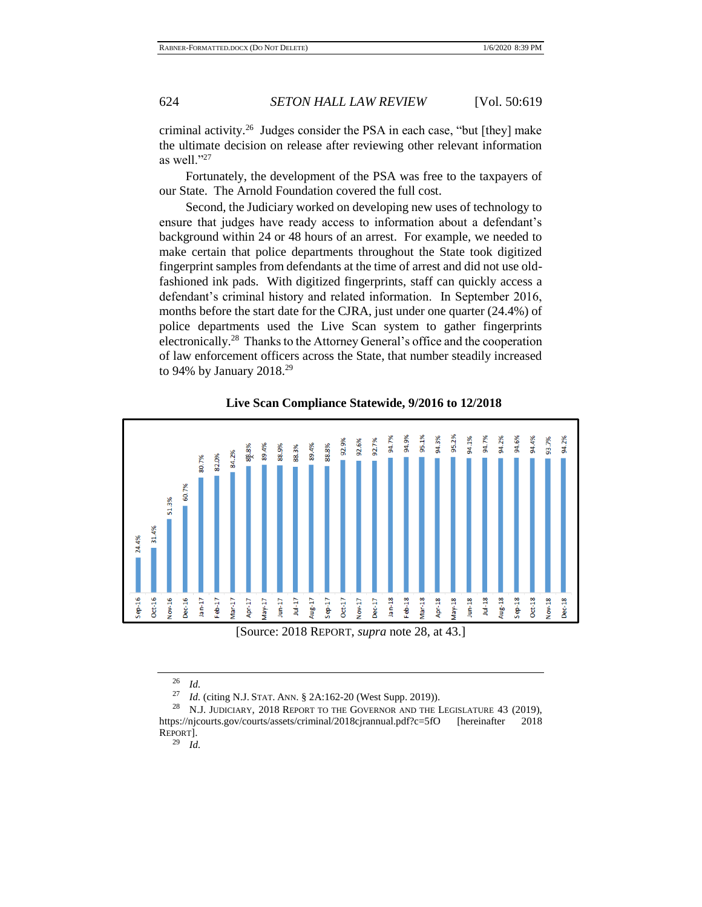criminal activity.[26] Judges consider the PSA in each case, "but [they] make the ultimate decision on release after reviewing other relevant information as well."[27]

Fortunately, the development of the PSA was free to the taxpayers of our State. The Arnold Foundation covered the full cost.

Second, the Judiciary worked on developing new uses of technology to ensure that judges have ready access to information about a defendant's background within 24 or 48 hours of an arrest. For example, we needed to make certain that police departments throughout the State took digitized fingerprint samples from defendants at the time of arrest and did not use old-fashioned ink pads. With digitized fingerprints, staff can quickly access a defendant's criminal history and related information. In September 2016, months before the start date for the CJRA, just under one quarter (24.4%) of police departments used the Live Scan system to gather fingerprints electronically.[28] Thanks to the Attorney General's office and the cooperation of law enforcement officers across the State, that number steadily increased to 94% by January 2018.[29]

**Live Scan Compliance Statewide, 9/2016 to 12/2018**

| Month | Compliance |
|---|---|
| Sep-16 | 24.4% |
| Oct-16 | 31.4% |
| Nov-16 | 51.3% |
| Dec-16 | 60.7% |
| Jan-17 | 80.7% |
| Feb-17 | 82.0% |
| Mar-17 | 84.2% |
| Apr-17 | 88.8% |
| May-17 | 89.4% |
| Jun-17 | 88.9% |
| Jul-17 | 88.3% |
| Aug-17 | 89.4% |
| Sep-17 | 88.8% |
| Oct-17 | 92.9% |
| Nov-17 | 92.6% |
| Dec-17 | 92.7% |
| Jan-18 | 94.7% |
| Feb-18 | 94.9% |
| Mar-18 | 95.1% |
| Apr-18 | 94.3% |
| May-18 | 95.2% |
| Jun-18 | 94.1% |
| Jul-18 | 94.7% |
| Aug-18 | 94.2% |
| Sep-18 | 94.6% |
| Oct-18 | 94.4% |
| Nov-18 | 93.7% |
| Dec-18 | 94.2% |

[Source: 2018 REPORT, *supra* note 28, at 43.]

---

[26] *Id.*

[27] *Id.* (citing N.J. STAT. ANN. § 2A:162-20 (West Supp. 2019)).

[28] N.J. JUDICIARY, 2018 REPORT TO THE GOVERNOR AND THE LEGISLATURE 43 (2019), https://njcourts.gov/courts/assets/criminal/2018cjrannual.pdf?c=5fO [hereinafter 2018 REPORT].

[29] *Id.*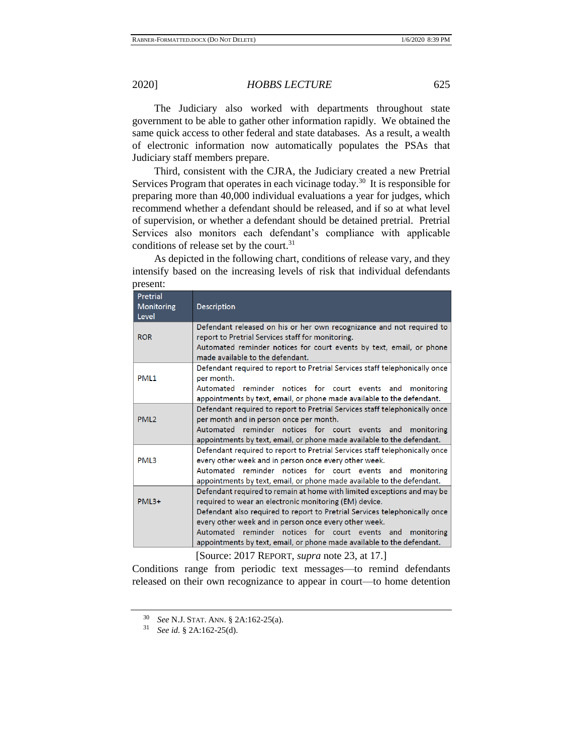The Judiciary also worked with departments throughout state government to be able to gather other information rapidly. We obtained the same quick access to other federal and state databases. As a result, a wealth of electronic information now automatically populates the PSAs that Judiciary staff members prepare.

Third, consistent with the CJRA, the Judiciary created a new Pretrial Services Program that operates in each vicinage today.[30] It is responsible for preparing more than 40,000 individual evaluations a year for judges, which recommend whether a defendant should be released, and if so at what level of supervision, or whether a defendant should be detained pretrial. Pretrial Services also monitors each defendant's compliance with applicable conditions of release set by the court.[31]

As depicted in the following chart, conditions of release vary, and they intensify based on the increasing levels of risk that individual defendants present:

| Pretrial Monitoring Level | Description |
|---|---|
| ROR | Defendant released on his or her own recognizance and not required to report to Pretrial Services staff for monitoring. Automated reminder notices for court events by text, email, or phone made available to the defendant. |
| PML1 | Defendant required to report to Pretrial Services staff telephonically once per month. Automated reminder notices for court events and monitoring appointments by text, email, or phone made available to the defendant. |
| PML2 | Defendant required to report to Pretrial Services staff telephonically once per month and in person once per month. Automated reminder notices for court events and monitoring appointments by text, email, or phone made available to the defendant. |
| PML3 | Defendant required to report to Pretrial Services staff telephonically once every other week and in person once every other week. Automated reminder notices for court events and monitoring appointments by text, email, or phone made available to the defendant. |
| PML3+ | Defendant required to remain at home with limited exceptions and may be required to wear an electronic monitoring (EM) device. Defendant also required to report to Pretrial Services telephonically once every other week and in person once every other week. Automated reminder notices for court events and monitoring appointments by text, email, or phone made available to the defendant. |

[Source: 2017 REPORT, *supra* note 23, at 17.]

Conditions range from periodic text messages—to remind defendants released on their own recognizance to appear in court—to home detention

---

[30] *See* N.J. STAT. ANN. § 2A:162-25(a).

[31] *See id.* § 2A:162-25(d).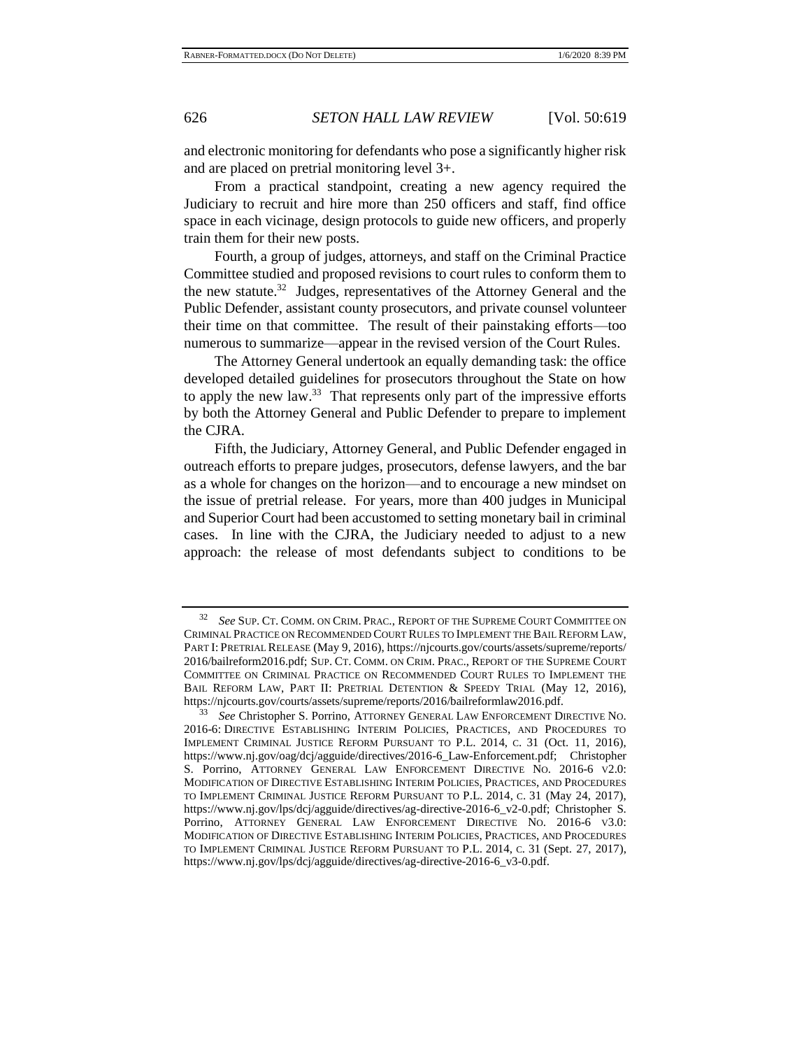and electronic monitoring for defendants who pose a significantly higher risk and are placed on pretrial monitoring level 3+.

From a practical standpoint, creating a new agency required the Judiciary to recruit and hire more than 250 officers and staff, find office space in each vicinage, design protocols to guide new officers, and properly train them for their new posts.

Fourth, a group of judges, attorneys, and staff on the Criminal Practice Committee studied and proposed revisions to court rules to conform them to the new statute.[32] Judges, representatives of the Attorney General and the Public Defender, assistant county prosecutors, and private counsel volunteer their time on that committee. The result of their painstaking efforts—too numerous to summarize—appear in the revised version of the Court Rules.

The Attorney General undertook an equally demanding task: the office developed detailed guidelines for prosecutors throughout the State on how to apply the new law.[33] That represents only part of the impressive efforts by both the Attorney General and Public Defender to prepare to implement the CJRA.

Fifth, the Judiciary, Attorney General, and Public Defender engaged in outreach efforts to prepare judges, prosecutors, defense lawyers, and the bar as a whole for changes on the horizon—and to encourage a new mindset on the issue of pretrial release. For years, more than 400 judges in Municipal and Superior Court had been accustomed to setting monetary bail in criminal cases. In line with the CJRA, the Judiciary needed to adjust to a new approach: the release of most defendants subject to conditions to be

---

[32] *See* SUP. CT. COMM. ON CRIM. PRAC., REPORT OF THE SUPREME COURT COMMITTEE ON CRIMINAL PRACTICE ON RECOMMENDED COURT RULES TO IMPLEMENT THE BAIL REFORM LAW, PART I: PRETRIAL RELEASE (May 9, 2016), https://njcourts.gov/courts/assets/supreme/reports/2016/bailreform2016.pdf; SUP. CT. COMM. ON CRIM. PRAC., REPORT OF THE SUPREME COURT COMMITTEE ON CRIMINAL PRACTICE ON RECOMMENDED COURT RULES TO IMPLEMENT THE BAIL REFORM LAW, PART II: PRETRIAL DETENTION & SPEEDY TRIAL (May 12, 2016), https://njcourts.gov/courts/assets/supreme/reports/2016/bailreformlaw2016.pdf.

[33] *See* Christopher S. Porrino, ATTORNEY GENERAL LAW ENFORCEMENT DIRECTIVE NO. 2016-6: DIRECTIVE ESTABLISHING INTERIM POLICIES, PRACTICES, AND PROCEDURES TO IMPLEMENT CRIMINAL JUSTICE REFORM PURSUANT TO P.L. 2014, C. 31 (Oct. 11, 2016), https://www.nj.gov/oag/dcj/agguide/directives/2016-6_Law-Enforcement.pdf; Christopher S. Porrino, ATTORNEY GENERAL LAW ENFORCEMENT DIRECTIVE NO. 2016-6 V2.0: MODIFICATION OF DIRECTIVE ESTABLISHING INTERIM POLICIES, PRACTICES, AND PROCEDURES TO IMPLEMENT CRIMINAL JUSTICE REFORM PURSUANT TO P.L. 2014, C. 31 (May 24, 2017), https://www.nj.gov/lps/dcj/agguide/directives/ag-directive-2016-6_v2-0.pdf; Christopher S. Porrino, ATTORNEY GENERAL LAW ENFORCEMENT DIRECTIVE NO. 2016-6 V3.0: MODIFICATION OF DIRECTIVE ESTABLISHING INTERIM POLICIES, PRACTICES, AND PROCEDURES TO IMPLEMENT CRIMINAL JUSTICE REFORM PURSUANT TO P.L. 2014, C. 31 (Sept. 27, 2017), https://www.nj.gov/lps/dcj/agguide/directives/ag-directive-2016-6_v3-0.pdf.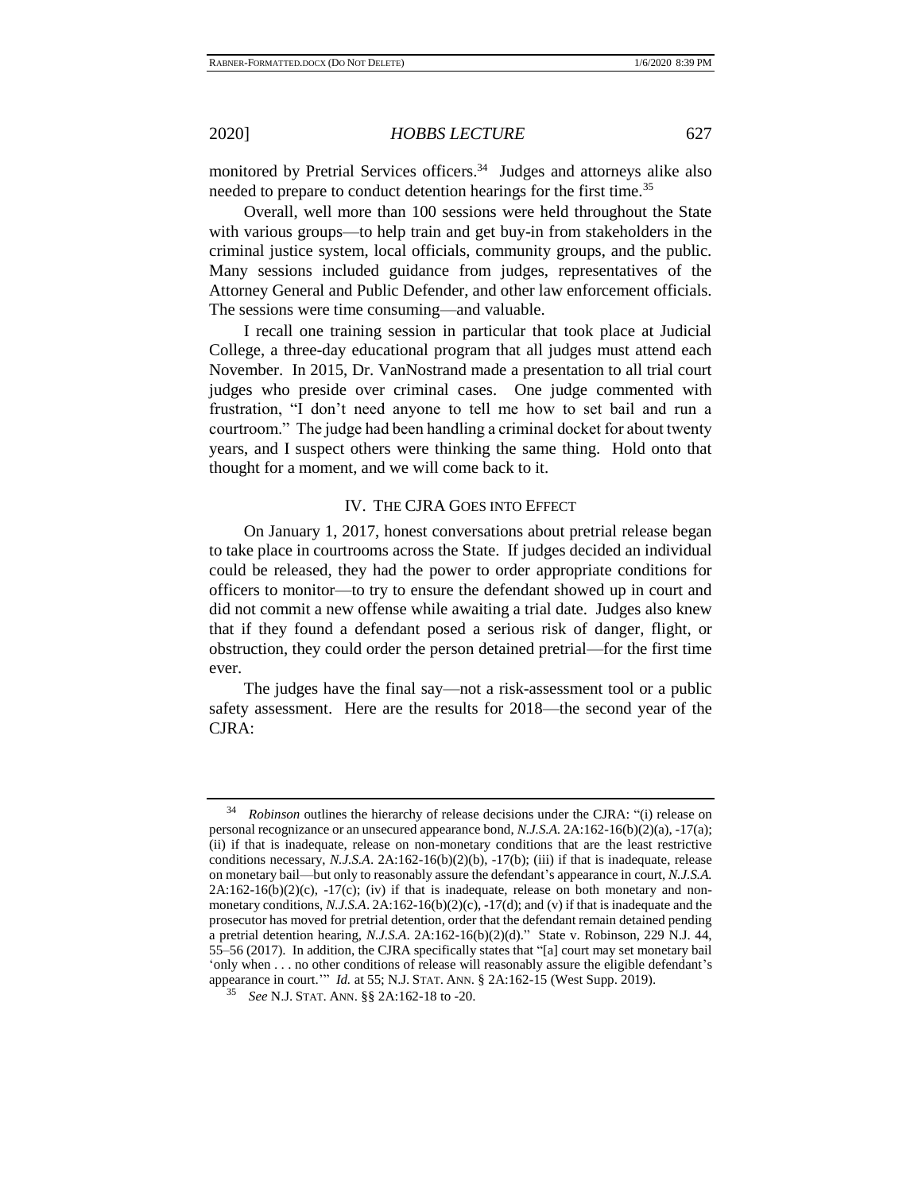monitored by Pretrial Services officers.[34] Judges and attorneys alike also needed to prepare to conduct detention hearings for the first time.[35]

Overall, well more than 100 sessions were held throughout the State with various groups—to help train and get buy-in from stakeholders in the criminal justice system, local officials, community groups, and the public. Many sessions included guidance from judges, representatives of the Attorney General and Public Defender, and other law enforcement officials. The sessions were time consuming—and valuable.

I recall one training session in particular that took place at Judicial College, a three-day educational program that all judges must attend each November. In 2015, Dr. VanNostrand made a presentation to all trial court judges who preside over criminal cases. One judge commented with frustration, "I don't need anyone to tell me how to set bail and run a courtroom." The judge had been handling a criminal docket for about twenty years, and I suspect others were thinking the same thing. Hold onto that thought for a moment, and we will come back to it.

## IV. THE CJRA GOES INTO EFFECT

On January 1, 2017, honest conversations about pretrial release began to take place in courtrooms across the State. If judges decided an individual could be released, they had the power to order appropriate conditions for officers to monitor—to try to ensure the defendant showed up in court and did not commit a new offense while awaiting a trial date. Judges also knew that if they found a defendant posed a serious risk of danger, flight, or obstruction, they could order the person detained pretrial—for the first time ever.

The judges have the final say—not a risk-assessment tool or a public safety assessment. Here are the results for 2018—the second year of the CJRA:

---

[34] *Robinson* outlines the hierarchy of release decisions under the CJRA: "(i) release on personal recognizance or an unsecured appearance bond, *N.J.S.A.* 2A:162-16(b)(2)(a), -17(a); (ii) if that is inadequate, release on non-monetary conditions that are the least restrictive conditions necessary, *N.J.S.A.* 2A:162-16(b)(2)(b), -17(b); (iii) if that is inadequate, release on monetary bail—but only to reasonably assure the defendant's appearance in court, *N.J.S.A.* 2A:162-16(b)(2)(c), -17(c); (iv) if that is inadequate, release on both monetary and non-monetary conditions, *N.J.S.A*. 2A:162-16(b)(2)(c), -17(d); and (v) if that is inadequate and the prosecutor has moved for pretrial detention, order that the defendant remain detained pending a pretrial detention hearing, *N.J.S.A*. 2A:162-16(b)(2)(d)." State v. Robinson, 229 N.J. 44, 55–56 (2017). In addition, the CJRA specifically states that "[a] court may set monetary bail 'only when . . . no other conditions of release will reasonably assure the eligible defendant's appearance in court.'" *Id.* at 55; N.J. STAT. ANN. § 2A:162-15 (West Supp. 2019).

[35] *See* N.J. STAT. ANN. §§ 2A:162-18 to -20.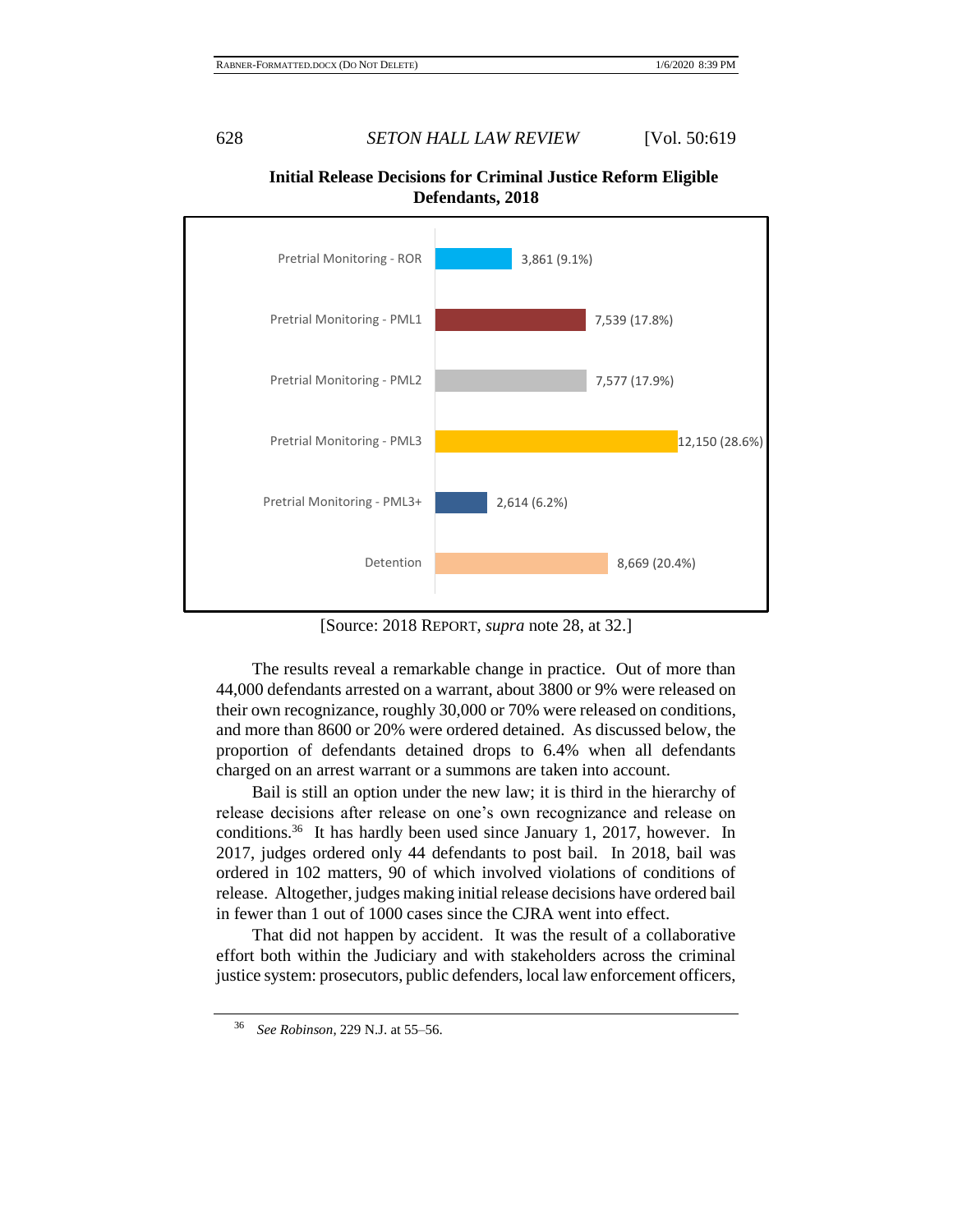**Initial Release Decisions for Criminal Justice Reform Eligible Defendants, 2018**

| Release Decision | Number (Percent) |
| --- | --- |
| Pretrial Monitoring - ROR | 3,861 (9.1%) |
| Pretrial Monitoring - PML1 | 7,539 (17.8%) |
| Pretrial Monitoring - PML2 | 7,577 (17.9%) |
| Pretrial Monitoring - PML3 | 12,150 (28.6%) |
| Pretrial Monitoring - PML3+ | 2,614 (6.2%) |
| Detention | 8,669 (20.4%) |

[Source: 2018 REPORT, *supra* note 28, at 32.]

The results reveal a remarkable change in practice. Out of more than 44,000 defendants arrested on a warrant, about 3800 or 9% were released on their own recognizance, roughly 30,000 or 70% were released on conditions, and more than 8600 or 20% were ordered detained. As discussed below, the proportion of defendants detained drops to 6.4% when all defendants charged on an arrest warrant or a summons are taken into account.

Bail is still an option under the new law; it is third in the hierarchy of release decisions after release on one's own recognizance and release on conditions.[36] It has hardly been used since January 1, 2017, however. In 2017, judges ordered only 44 defendants to post bail. In 2018, bail was ordered in 102 matters, 90 of which involved violations of conditions of release. Altogether, judges making initial release decisions have ordered bail in fewer than 1 out of 1000 cases since the CJRA went into effect.

That did not happen by accident. It was the result of a collaborative effort both within the Judiciary and with stakeholders across the criminal justice system: prosecutors, public defenders, local law enforcement officers,

---

[36] *See Robinson*, 229 N.J. at 55–56.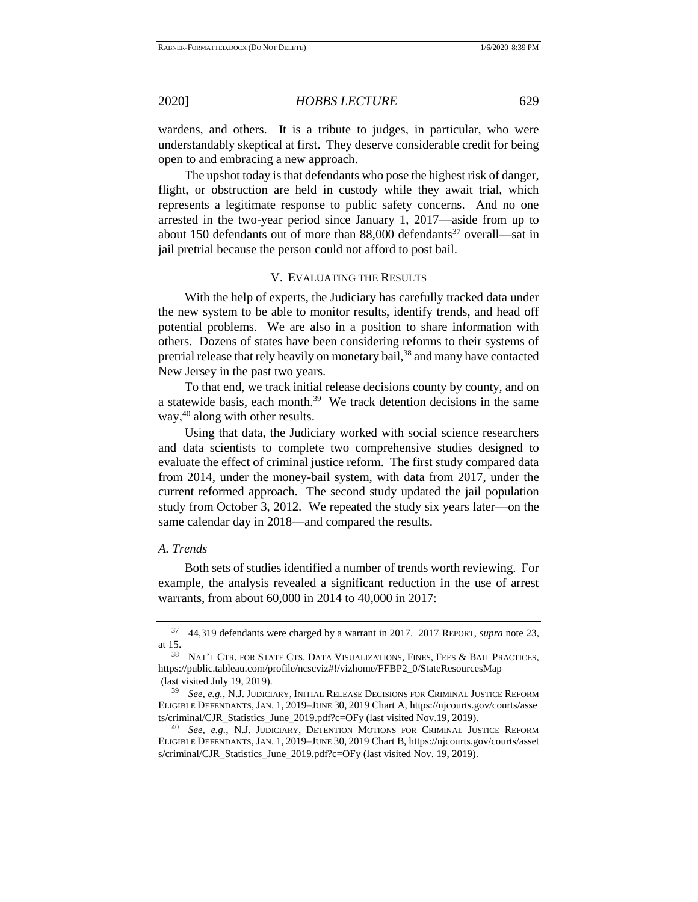wardens, and others. It is a tribute to judges, in particular, who were understandably skeptical at first. They deserve considerable credit for being open to and embracing a new approach.

The upshot today is that defendants who pose the highest risk of danger, flight, or obstruction are held in custody while they await trial, which represents a legitimate response to public safety concerns. And no one arrested in the two-year period since January 1, 2017—aside from up to about 150 defendants out of more than 88,000 defendants[37] overall—sat in jail pretrial because the person could not afford to post bail.

## V. EVALUATING THE RESULTS

With the help of experts, the Judiciary has carefully tracked data under the new system to be able to monitor results, identify trends, and head off potential problems. We are also in a position to share information with others. Dozens of states have been considering reforms to their systems of pretrial release that rely heavily on monetary bail,[38] and many have contacted New Jersey in the past two years.

To that end, we track initial release decisions county by county, and on a statewide basis, each month.[39] We track detention decisions in the same way,[40] along with other results.

Using that data, the Judiciary worked with social science researchers and data scientists to complete two comprehensive studies designed to evaluate the effect of criminal justice reform. The first study compared data from 2014, under the money-bail system, with data from 2017, under the current reformed approach. The second study updated the jail population study from October 3, 2012. We repeated the study six years later—on the same calendar day in 2018—and compared the results.

### *A. Trends*

Both sets of studies identified a number of trends worth reviewing. For example, the analysis revealed a significant reduction in the use of arrest warrants, from about 60,000 in 2014 to 40,000 in 2017:

---

[37] 44,319 defendants were charged by a warrant in 2017. 2017 REPORT, *supra* note 23, at 15.

[38] NAT'L CTR. FOR STATE CTS. DATA VISUALIZATIONS, FINES, FEES & BAIL PRACTICES, https://public.tableau.com/profile/ncscviz#!/vizhome/FFBP2_0/StateResourcesMap (last visited July 19, 2019).

[39] *See, e.g.*, N.J. JUDICIARY, INITIAL RELEASE DECISIONS FOR CRIMINAL JUSTICE REFORM ELIGIBLE DEFENDANTS, JAN. 1, 2019–JUNE 30, 2019 Chart A, https://njcourts.gov/courts/assets/criminal/CJR_Statistics_June_2019.pdf?c=OFy (last visited Nov.19, 2019).

[40] *See, e.g.*, N.J. JUDICIARY, DETENTION MOTIONS FOR CRIMINAL JUSTICE REFORM ELIGIBLE DEFENDANTS, JAN. 1, 2019–JUNE 30, 2019 Chart B, https://njcourts.gov/courts/assets/criminal/CJR_Statistics_June_2019.pdf?c=OFy (last visited Nov. 19, 2019).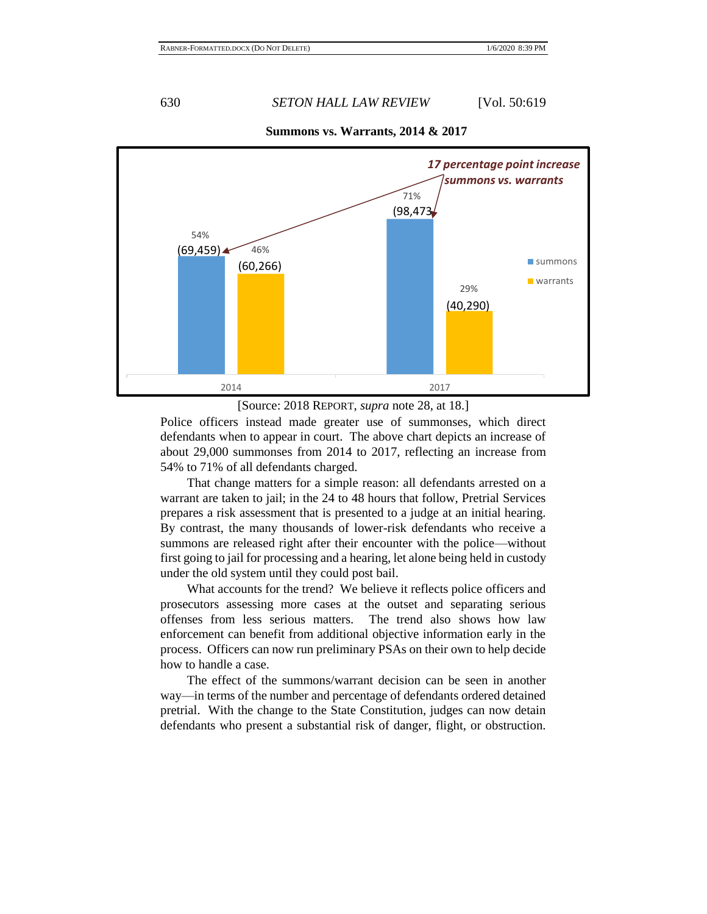**Summons vs. Warrants, 2014 & 2017**

| | summons | warrants |
|---|---|---|
| 2014 | 54% (69,459) | 46% (60,266) |
| 2017 | 71% (98,473) | 29% (40,290) |

*17 percentage point increase summons vs. warrants*

[Source: 2018 REPORT, *supra* note 28, at 18.]

Police officers instead made greater use of summonses, which direct defendants when to appear in court. The above chart depicts an increase of about 29,000 summonses from 2014 to 2017, reflecting an increase from 54% to 71% of all defendants charged.

That change matters for a simple reason: all defendants arrested on a warrant are taken to jail; in the 24 to 48 hours that follow, Pretrial Services prepares a risk assessment that is presented to a judge at an initial hearing. By contrast, the many thousands of lower-risk defendants who receive a summons are released right after their encounter with the police—without first going to jail for processing and a hearing, let alone being held in custody under the old system until they could post bail.

What accounts for the trend? We believe it reflects police officers and prosecutors assessing more cases at the outset and separating serious offenses from less serious matters. The trend also shows how law enforcement can benefit from additional objective information early in the process. Officers can now run preliminary PSAs on their own to help decide how to handle a case.

The effect of the summons/warrant decision can be seen in another way—in terms of the number and percentage of defendants ordered detained pretrial. With the change to the State Constitution, judges can now detain defendants who present a substantial risk of danger, flight, or obstruction.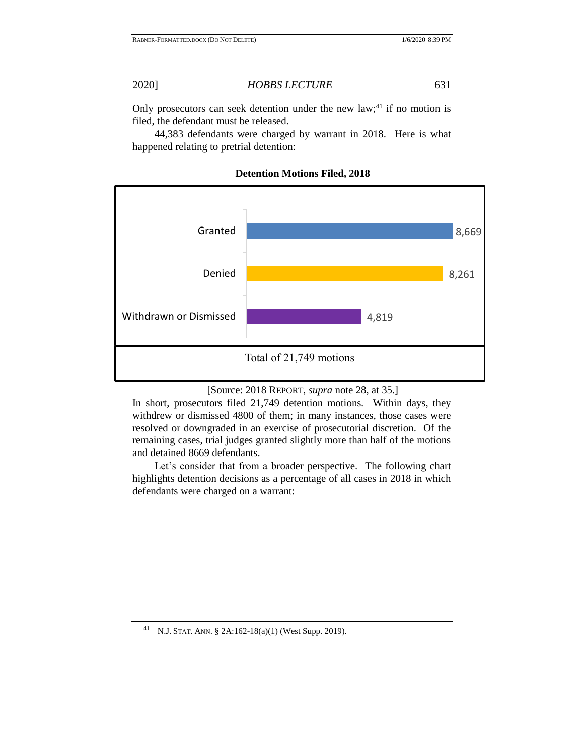Only prosecutors can seek detention under the new law;[41] if no motion is filed, the defendant must be released.

44,383 defendants were charged by warrant in 2018. Here is what happened relating to pretrial detention:

**Detention Motions Filed, 2018**

| Outcome | Number |
|---|---|
| Granted | 8,669 |
| Denied | 8,261 |
| Withdrawn or Dismissed | 4,819 |
| Total of 21,749 motions | |

[Source: 2018 REPORT, *supra* note 28, at 35.]

In short, prosecutors filed 21,749 detention motions. Within days, they withdrew or dismissed 4800 of them; in many instances, those cases were resolved or downgraded in an exercise of prosecutorial discretion. Of the remaining cases, trial judges granted slightly more than half of the motions and detained 8669 defendants.

Let's consider that from a broader perspective. The following chart highlights detention decisions as a percentage of all cases in 2018 in which defendants were charged on a warrant:

---

[41] N.J. STAT. ANN. § 2A:162-18(a)(1) (West Supp. 2019).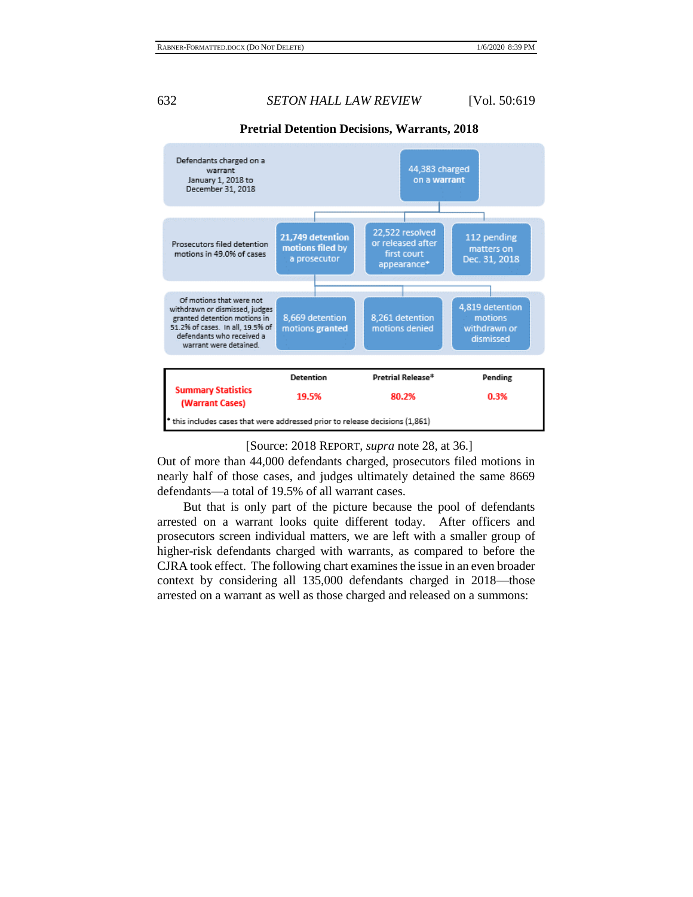**Pretrial Detention Decisions, Warrants, 2018**

| Stage | | | |
|---|---|---|---|
| Defendants charged on a warrant January 1, 2018 to December 31, 2018 | 44,383 charged on a **warrant** | | |
| Prosecutors filed detention motions in 49.0% of cases | **21,749 detention motions filed** by a prosecutor | 22,522 resolved or released after first court appearance* | 112 pending matters on Dec. 31, 2018 |
| Of motions that were not withdrawn or dismissed, judges granted detention motions in 51.2% of cases. In all, 19.5% of defendants who received a warrant were detained. | 8,669 detention motions **granted** | 8,261 detention motions denied | 4,819 detention motions withdrawn or dismissed |

| | Detention | Pretrial Release* | Pending |
|---|---|---|---|
| **Summary Statistics (Warrant Cases)** | **19.5%** | **80.2%** | **0.3%** |

\* this includes cases that were addressed prior to release decisions (1,861)

[Source: 2018 REPORT, *supra* note 28, at 36.]

Out of more than 44,000 defendants charged, prosecutors filed motions in nearly half of those cases, and judges ultimately detained the same 8669 defendants—a total of 19.5% of all warrant cases.

But that is only part of the picture because the pool of defendants arrested on a warrant looks quite different today. After officers and prosecutors screen individual matters, we are left with a smaller group of higher-risk defendants charged with warrants, as compared to before the CJRA took effect. The following chart examines the issue in an even broader context by considering all 135,000 defendants charged in 2018—those arrested on a warrant as well as those charged and released on a summons: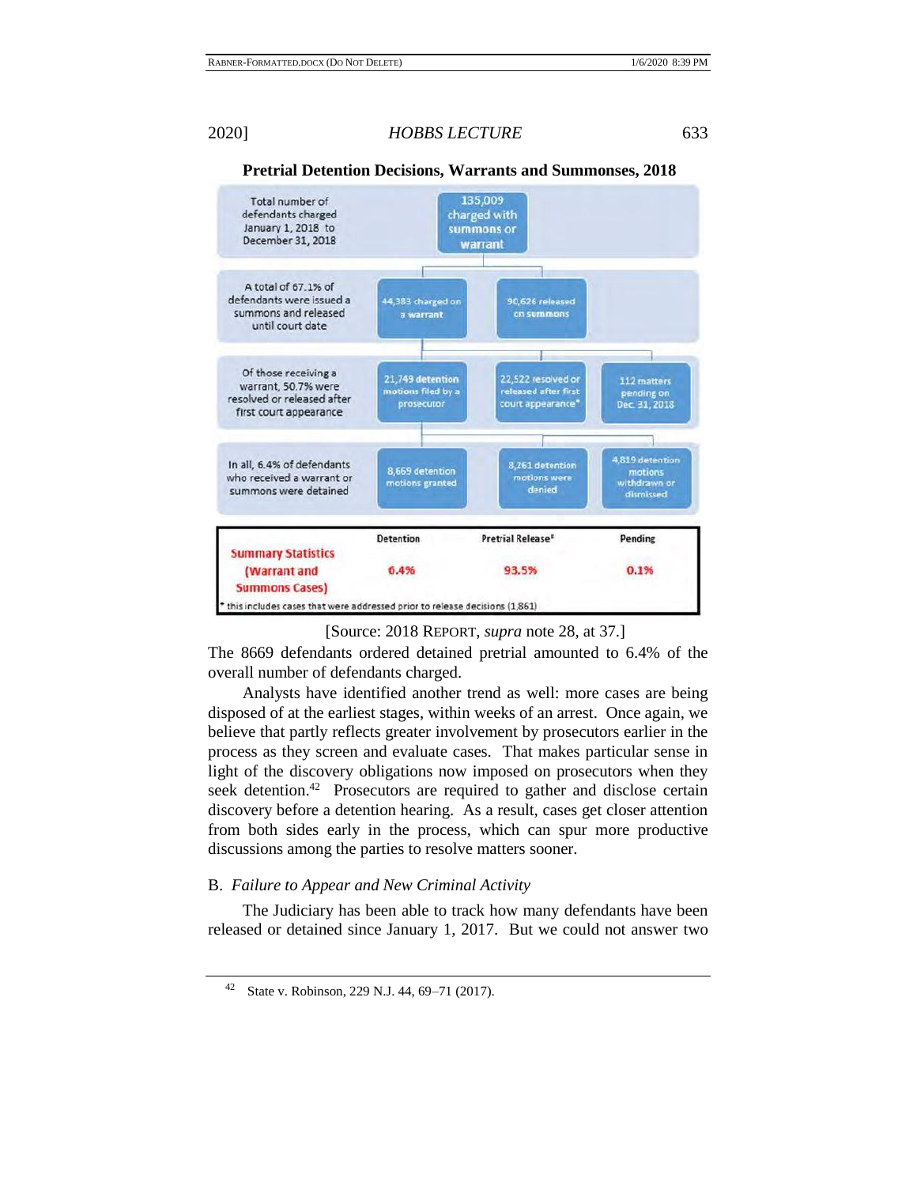**Pretrial Detention Decisions, Warrants and Summonses, 2018**

| | | | |
|---|---|---|---|
| Total number of defendants charged January 1, 2018 to December 31, 2018 | 135,009 charged with summons or warrant | | |
| A total of 67.1% of defendants were issued a summons and released until court date | 44,383 charged on a warrant | 90,626 released on summons | |
| Of those receiving a warrant, 50.7% were resolved or released after first court appearance | 21,749 detention motions filed by a prosecutor | 22,522 resolved or released after first court appearance* | 112 matters pending on Dec 31, 2018 |
| In all, 6.4% of defendants who received a warrant or summons were detained | 8,669 detention motions granted | 8,261 detention motions were denied | 4,819 detention motions withdrawn or dismissed |

| | Detention | Pretrial Release* | Pending |
|---|---|---|---|
| Summary Statistics (Warrant and Summons Cases) | 6.4% | 93.5% | 0.1% |

\* this includes cases that were addressed prior to release decisions (1,861)

[Source: 2018 REPORT, *supra* note 28, at 37.]

The 8669 defendants ordered detained pretrial amounted to 6.4% of the overall number of defendants charged.

Analysts have identified another trend as well: more cases are being disposed of at the earliest stages, within weeks of an arrest. Once again, we believe that partly reflects greater involvement by prosecutors earlier in the process as they screen and evaluate cases. That makes particular sense in light of the discovery obligations now imposed on prosecutors when they seek detention.[42] Prosecutors are required to gather and disclose certain discovery before a detention hearing. As a result, cases get closer attention from both sides early in the process, which can spur more productive discussions among the parties to resolve matters sooner.

### B. *Failure to Appear and New Criminal Activity*

The Judiciary has been able to track how many defendants have been released or detained since January 1, 2017. But we could not answer two

---

[42] State v. Robinson, 229 N.J. 44, 69–71 (2017).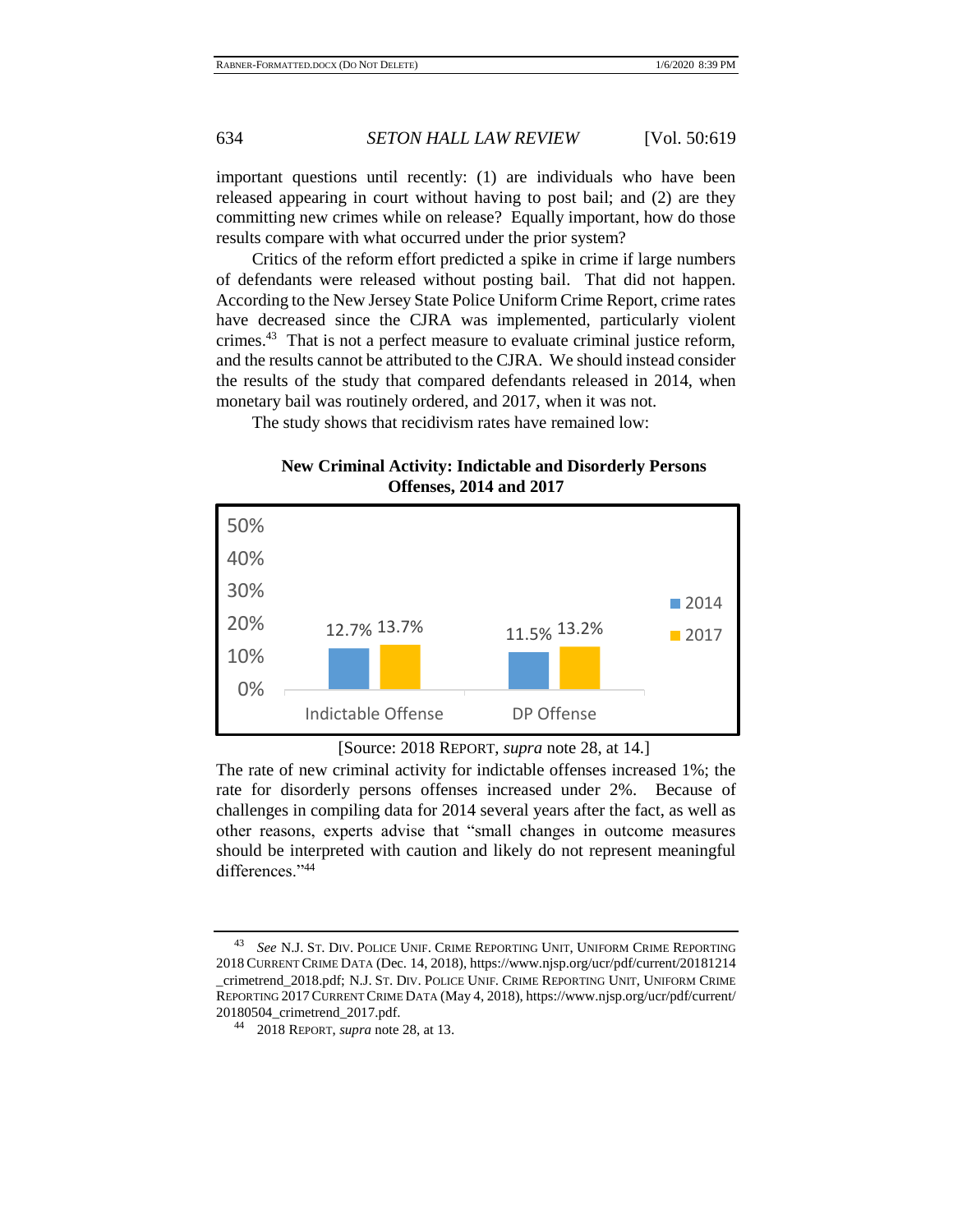important questions until recently: (1) are individuals who have been released appearing in court without having to post bail; and (2) are they committing new crimes while on release? Equally important, how do those results compare with what occurred under the prior system?

Critics of the reform effort predicted a spike in crime if large numbers of defendants were released without posting bail. That did not happen. According to the New Jersey State Police Uniform Crime Report, crime rates have decreased since the CJRA was implemented, particularly violent crimes.[43] That is not a perfect measure to evaluate criminal justice reform, and the results cannot be attributed to the CJRA. We should instead consider the results of the study that compared defendants released in 2014, when monetary bail was routinely ordered, and 2017, when it was not.

The study shows that recidivism rates have remained low:

**New Criminal Activity: Indictable and Disorderly Persons Offenses, 2014 and 2017**

| | 2014 | 2017 |
|---|---|---|
| Indictable Offense | 12.7% | 13.7% |
| DP Offense | 11.5% | 13.2% |

[Source: 2018 REPORT, *supra* note 28, at 14.]

The rate of new criminal activity for indictable offenses increased 1%; the rate for disorderly persons offenses increased under 2%. Because of challenges in compiling data for 2014 several years after the fact, as well as other reasons, experts advise that "small changes in outcome measures should be interpreted with caution and likely do not represent meaningful differences."[44]

---

[43] *See* N.J. ST. DIV. POLICE UNIF. CRIME REPORTING UNIT, UNIFORM CRIME REPORTING 2018 CURRENT CRIME DATA (Dec. 14, 2018), https://www.njsp.org/ucr/pdf/current/20181214_crimetrend_2018.pdf; N.J. ST. DIV. POLICE UNIF. CRIME REPORTING UNIT, UNIFORM CRIME REPORTING 2017 CURRENT CRIME DATA (May 4, 2018), https://www.njsp.org/ucr/pdf/current/20180504_crimetrend_2017.pdf.

[44] 2018 REPORT, *supra* note 28, at 13.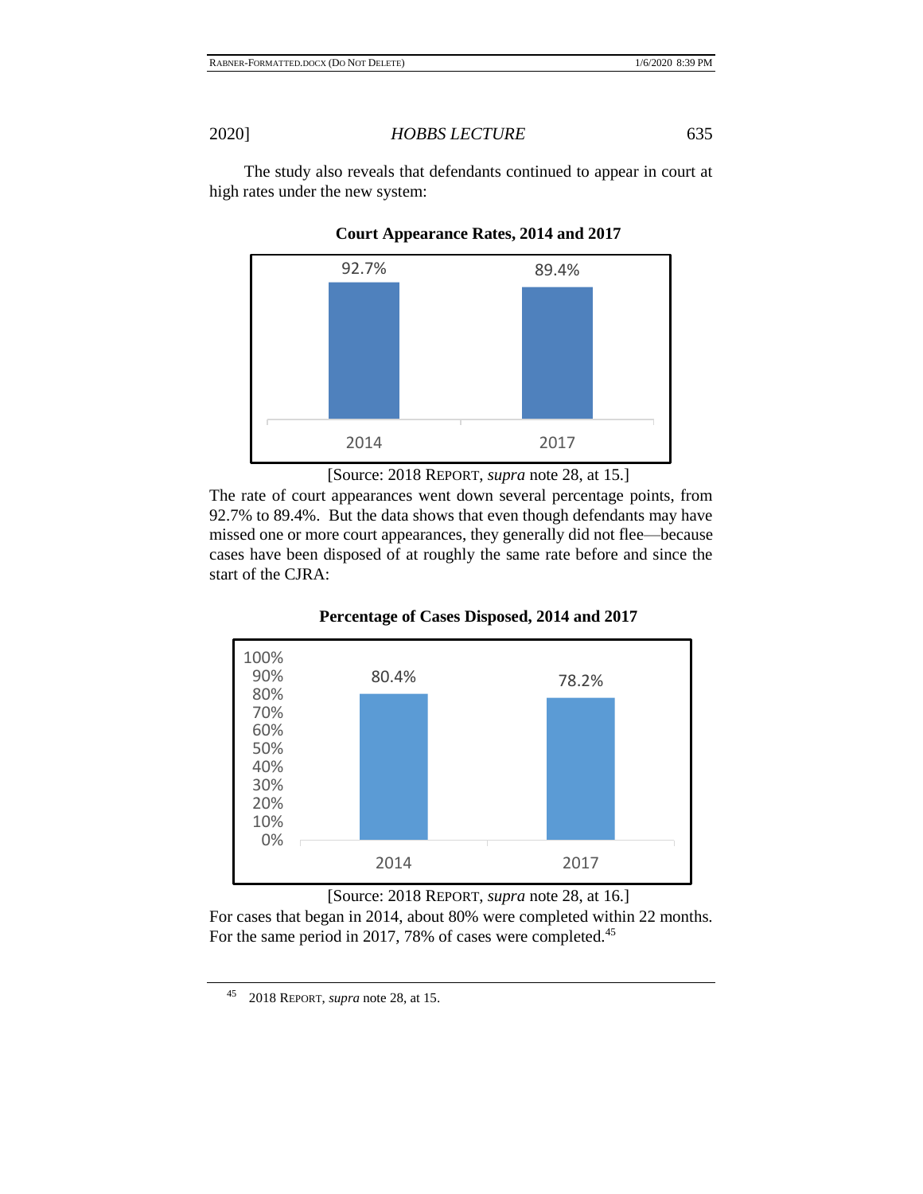The study also reveals that defendants continued to appear in court at high rates under the new system:

**Court Appearance Rates, 2014 and 2017**

| 2014 | 2017 |
| --- | --- |
| 92.7% | 89.4% |

[Source: 2018 REPORT, *supra* note 28, at 15.]

The rate of court appearances went down several percentage points, from 92.7% to 89.4%. But the data shows that even though defendants may have missed one or more court appearances, they generally did not flee—because cases have been disposed of at roughly the same rate before and since the start of the CJRA:

**Percentage of Cases Disposed, 2014 and 2017**

| 2014 | 2017 |
| --- | --- |
| 80.4% | 78.2% |

[Source: 2018 REPORT, *supra* note 28, at 16.]

For cases that began in 2014, about 80% were completed within 22 months. For the same period in 2017, 78% of cases were completed.[45]

---

[45] 2018 REPORT, *supra* note 28, at 15.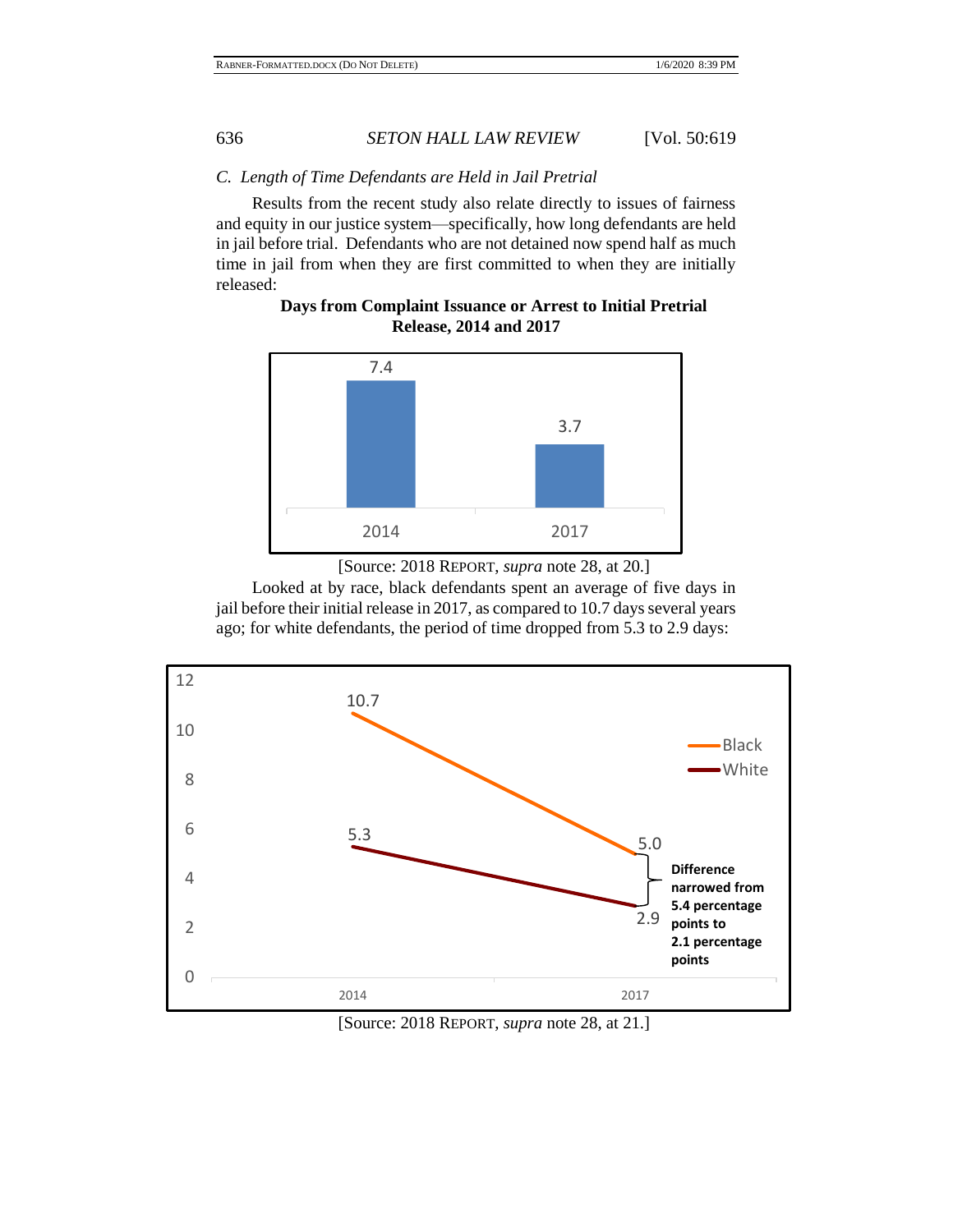### *C. Length of Time Defendants are Held in Jail Pretrial*

Results from the recent study also relate directly to issues of fairness and equity in our justice system—specifically, how long defendants are held in jail before trial. Defendants who are not detained now spend half as much time in jail from when they are first committed to when they are initially released:

**Days from Complaint Issuance or Arrest to Initial Pretrial Release, 2014 and 2017**

| Year | Days |
| --- | --- |
| 2014 | 7.4 |
| 2017 | 3.7 |

[Source: 2018 REPORT, *supra* note 28, at 20.]

Looked at by race, black defendants spent an average of five days in jail before their initial release in 2017, as compared to 10.7 days several years ago; for white defendants, the period of time dropped from 5.3 to 2.9 days:

| Year | Black | White |
| --- | --- | --- |
| 2014 | 10.7 | 5.3 |
| 2017 | 5.0 | 2.9 |

**Difference narrowed from 5.4 percentage points to 2.1 percentage points**

[Source: 2018 REPORT, *supra* note 28, at 21.]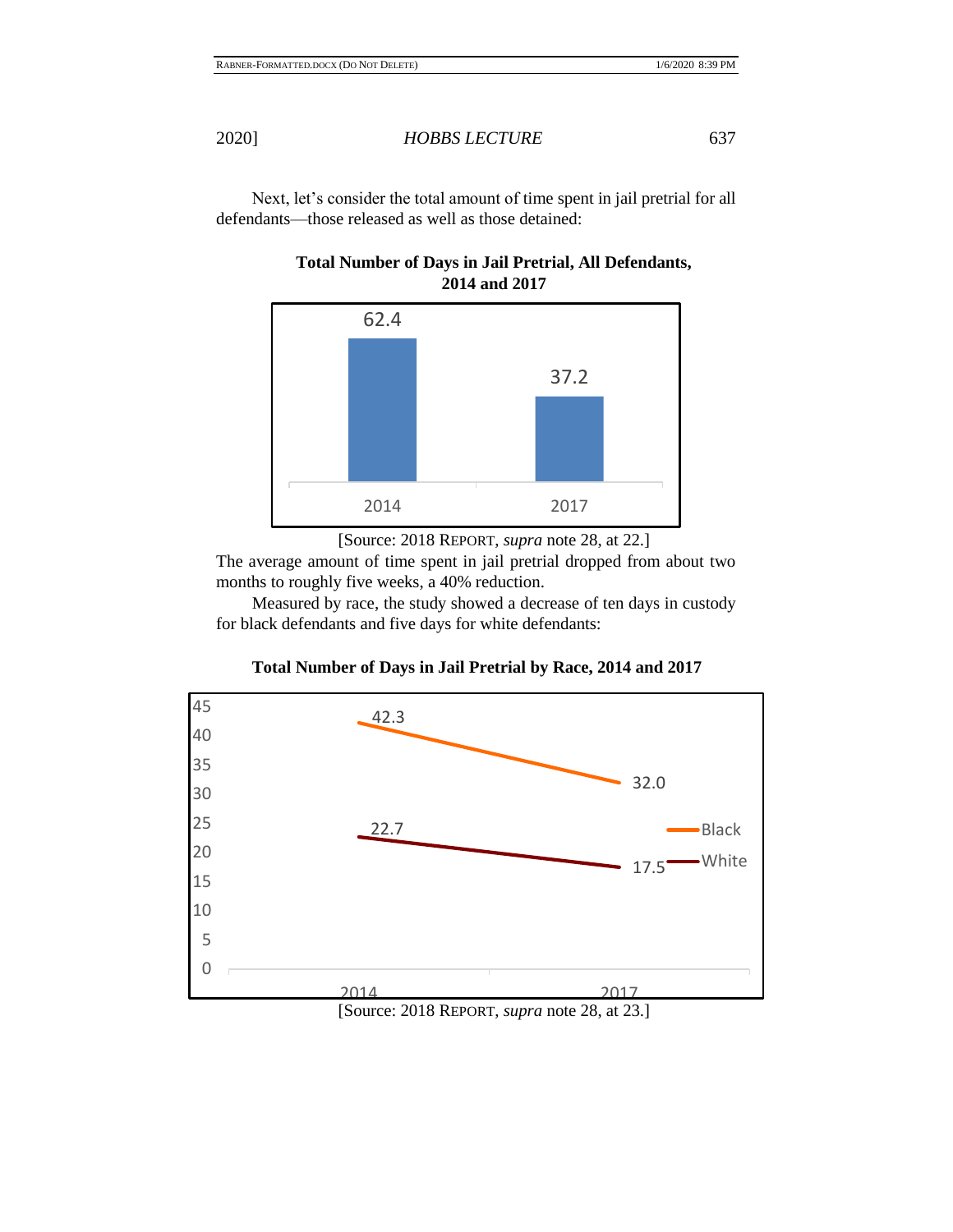Next, let's consider the total amount of time spent in jail pretrial for all defendants—those released as well as those detained:

**Total Number of Days in Jail Pretrial, All Defendants, 2014 and 2017**

| Year | Days |
| --- | --- |
| 2014 | 62.4 |
| 2017 | 37.2 |

[Source: 2018 REPORT, *supra* note 28, at 22.]

The average amount of time spent in jail pretrial dropped from about two months to roughly five weeks, a 40% reduction.

Measured by race, the study showed a decrease of ten days in custody for black defendants and five days for white defendants:

**Total Number of Days in Jail Pretrial by Race, 2014 and 2017**

| Race | 2014 | 2017 |
| --- | --- | --- |
| Black | 42.3 | 32.0 |
| White | 22.7 | 17.5 |

[Source: 2018 REPORT, *supra* note 28, at 23.]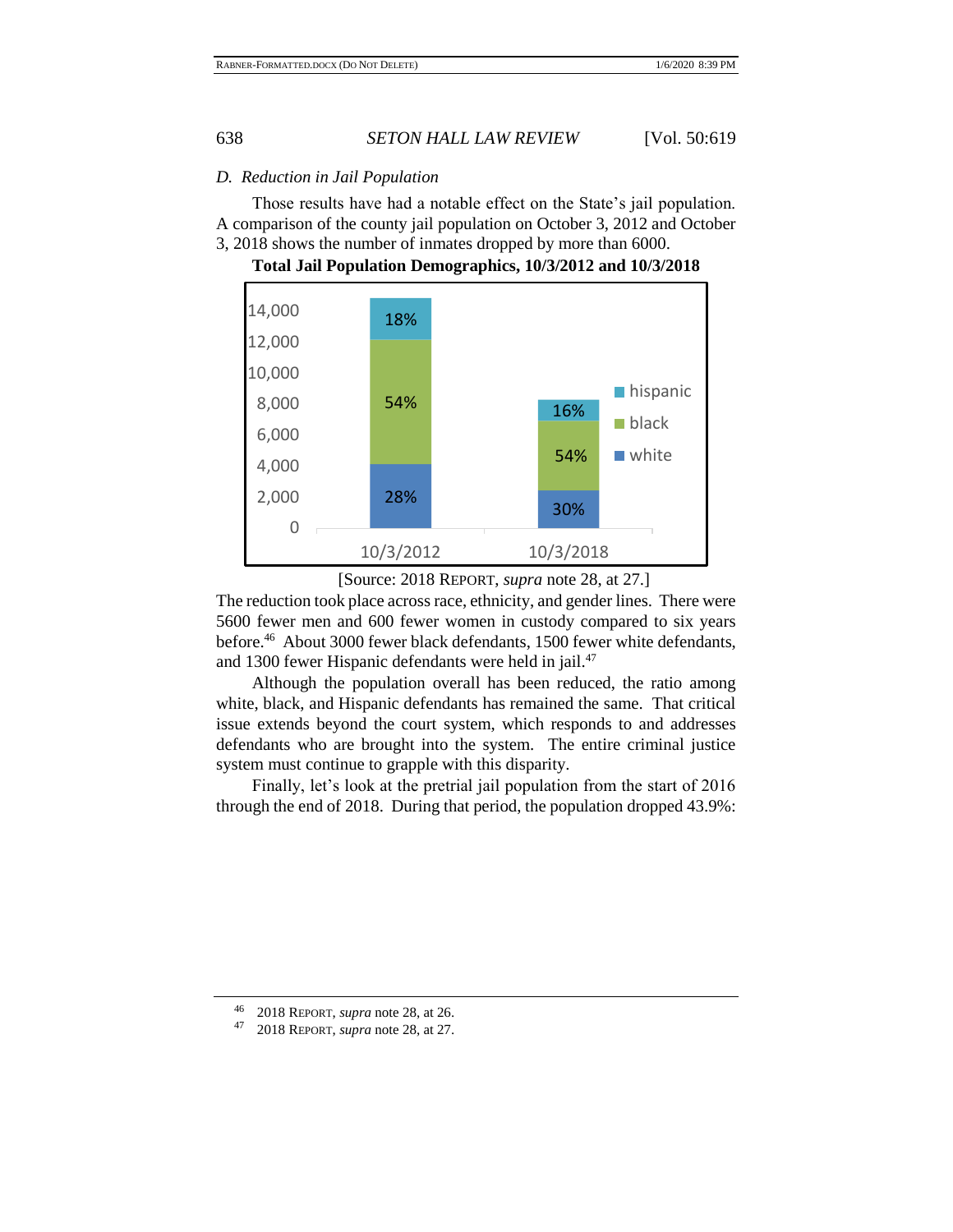### D. *Reduction in Jail Population*

Those results have had a notable effect on the State's jail population. A comparison of the county jail population on October 3, 2012 and October 3, 2018 shows the number of inmates dropped by more than 6000.

**Total Jail Population Demographics, 10/3/2012 and 10/3/2018**

[Source: 2018 REPORT, *supra* note 28, at 27.]

The reduction took place across race, ethnicity, and gender lines. There were 5600 fewer men and 600 fewer women in custody compared to six years before.[46] About 3000 fewer black defendants, 1500 fewer white defendants, and 1300 fewer Hispanic defendants were held in jail.[47]

Although the population overall has been reduced, the ratio among white, black, and Hispanic defendants has remained the same. That critical issue extends beyond the court system, which responds to and addresses defendants who are brought into the system. The entire criminal justice system must continue to grapple with this disparity.

Finally, let's look at the pretrial jail population from the start of 2016 through the end of 2018. During that period, the population dropped 43.9%:

---

[46] 2018 REPORT, *supra* note 28, at 26.

[47] 2018 REPORT, *supra* note 28, at 27.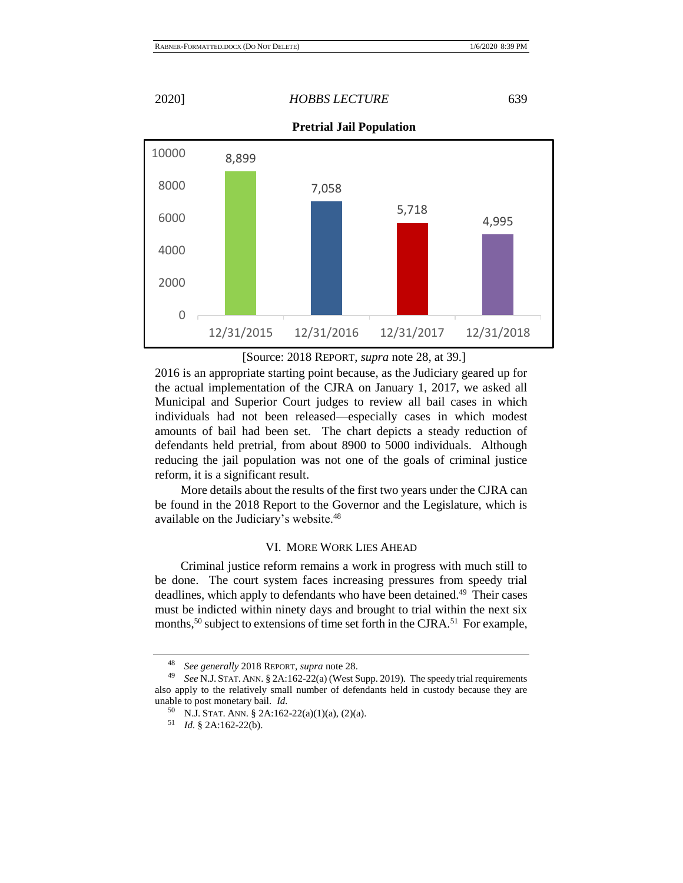**Pretrial Jail Population**

| Date | Pretrial Jail Population |
| --- | --- |
| 12/31/2015 | 8,899 |
| 12/31/2016 | 7,058 |
| 12/31/2017 | 5,718 |
| 12/31/2018 | 4,995 |

[Source: 2018 REPORT, *supra* note 28, at 39.]

2016 is an appropriate starting point because, as the Judiciary geared up for the actual implementation of the CJRA on January 1, 2017, we asked all Municipal and Superior Court judges to review all bail cases in which individuals had not been released—especially cases in which modest amounts of bail had been set. The chart depicts a steady reduction of defendants held pretrial, from about 8900 to 5000 individuals. Although reducing the jail population was not one of the goals of criminal justice reform, it is a significant result.

More details about the results of the first two years under the CJRA can be found in the 2018 Report to the Governor and the Legislature, which is available on the Judiciary's website.[48]

## VI. MORE WORK LIES AHEAD

Criminal justice reform remains a work in progress with much still to be done. The court system faces increasing pressures from speedy trial deadlines, which apply to defendants who have been detained.[49] Their cases must be indicted within ninety days and brought to trial within the next six months,[50] subject to extensions of time set forth in the CJRA.[51] For example,

---

[48] *See generally* 2018 REPORT, *supra* note 28.

[49] *See* N.J. STAT. ANN. § 2A:162-22(a) (West Supp. 2019). The speedy trial requirements also apply to the relatively small number of defendants held in custody because they are unable to post monetary bail. *Id.*

[50] N.J. STAT. ANN. § 2A:162-22(a)(1)(a), (2)(a).

[51] *Id.* § 2A:162-22(b).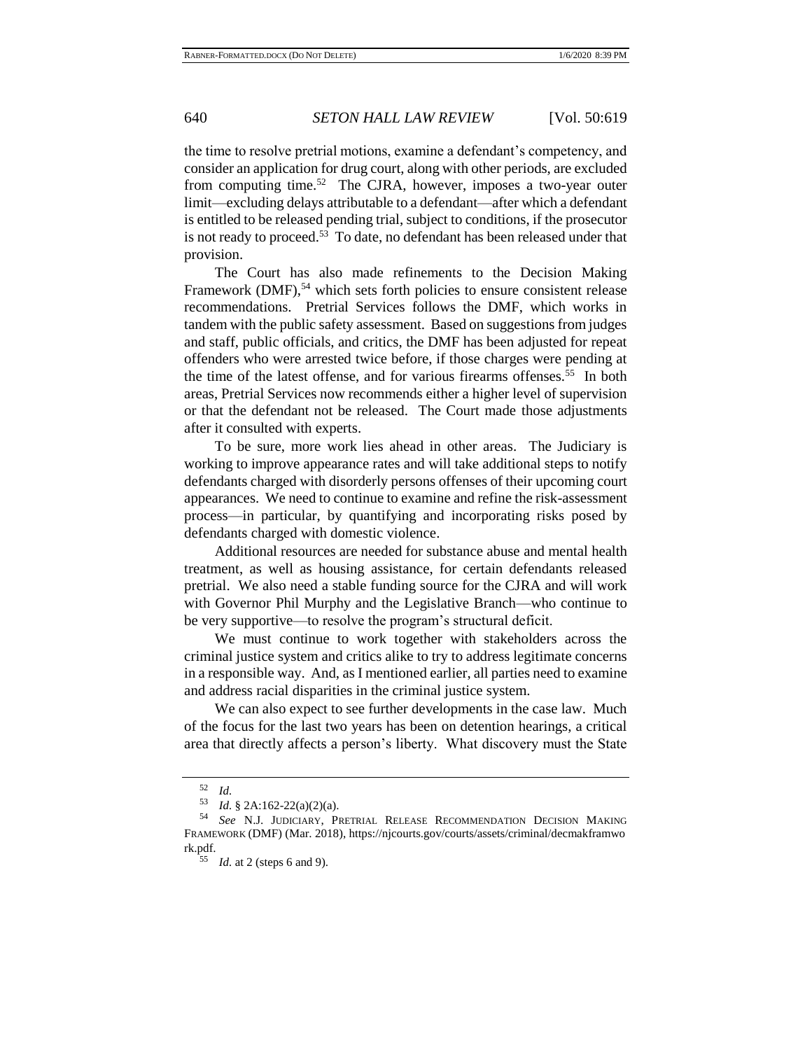the time to resolve pretrial motions, examine a defendant's competency, and consider an application for drug court, along with other periods, are excluded from computing time.[52] The CJRA, however, imposes a two-year outer limit—excluding delays attributable to a defendant—after which a defendant is entitled to be released pending trial, subject to conditions, if the prosecutor is not ready to proceed.[53] To date, no defendant has been released under that provision.

The Court has also made refinements to the Decision Making Framework (DMF),[54] which sets forth policies to ensure consistent release recommendations. Pretrial Services follows the DMF, which works in tandem with the public safety assessment. Based on suggestions from judges and staff, public officials, and critics, the DMF has been adjusted for repeat offenders who were arrested twice before, if those charges were pending at the time of the latest offense, and for various firearms offenses.[55] In both areas, Pretrial Services now recommends either a higher level of supervision or that the defendant not be released. The Court made those adjustments after it consulted with experts.

To be sure, more work lies ahead in other areas. The Judiciary is working to improve appearance rates and will take additional steps to notify defendants charged with disorderly persons offenses of their upcoming court appearances. We need to continue to examine and refine the risk-assessment process—in particular, by quantifying and incorporating risks posed by defendants charged with domestic violence.

Additional resources are needed for substance abuse and mental health treatment, as well as housing assistance, for certain defendants released pretrial. We also need a stable funding source for the CJRA and will work with Governor Phil Murphy and the Legislative Branch—who continue to be very supportive—to resolve the program's structural deficit.

We must continue to work together with stakeholders across the criminal justice system and critics alike to try to address legitimate concerns in a responsible way. And, as I mentioned earlier, all parties need to examine and address racial disparities in the criminal justice system.

We can also expect to see further developments in the case law. Much of the focus for the last two years has been on detention hearings, a critical area that directly affects a person's liberty. What discovery must the State

---

[52] *Id.*

[53] *Id.* § 2A:162-22(a)(2)(a).

[54] *See* N.J. JUDICIARY, PRETRIAL RELEASE RECOMMENDATION DECISION MAKING FRAMEWORK (DMF) (Mar. 2018), https://njcourts.gov/courts/assets/criminal/decmakframework.pdf.

[55] *Id.* at 2 (steps 6 and 9).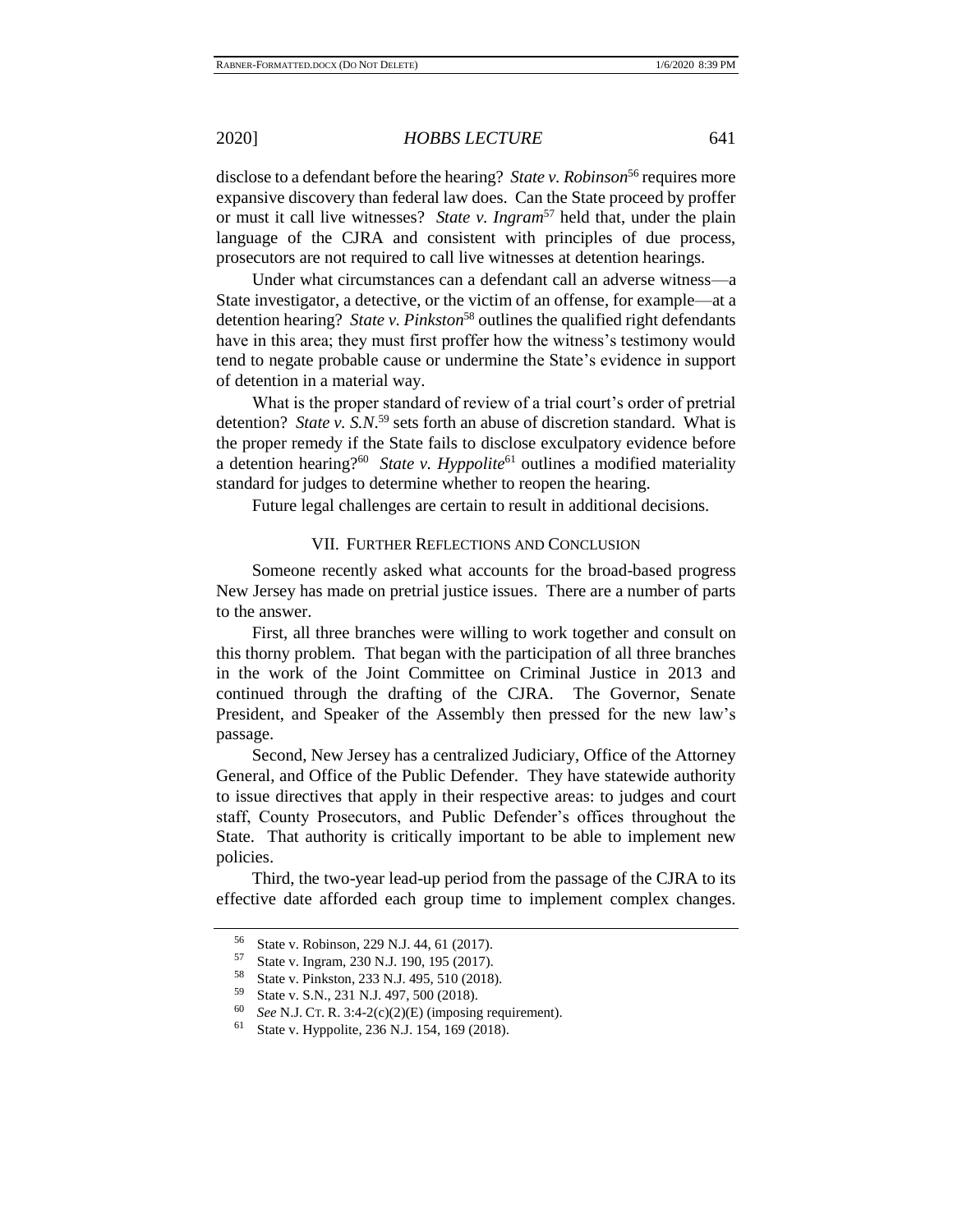disclose to a defendant before the hearing? *State v. Robinson*[56] requires more expansive discovery than federal law does. Can the State proceed by proffer or must it call live witnesses? *State v. Ingram*[57] held that, under the plain language of the CJRA and consistent with principles of due process, prosecutors are not required to call live witnesses at detention hearings.

Under what circumstances can a defendant call an adverse witness—a State investigator, a detective, or the victim of an offense, for example—at a detention hearing? *State v. Pinkston*[58] outlines the qualified right defendants have in this area; they must first proffer how the witness's testimony would tend to negate probable cause or undermine the State's evidence in support of detention in a material way.

What is the proper standard of review of a trial court's order of pretrial detention? *State v. S.N.*[59] sets forth an abuse of discretion standard. What is the proper remedy if the State fails to disclose exculpatory evidence before a detention hearing?[60] *State v. Hyppolite*[61] outlines a modified materiality standard for judges to determine whether to reopen the hearing.

Future legal challenges are certain to result in additional decisions.

## VII. FURTHER REFLECTIONS AND CONCLUSION

Someone recently asked what accounts for the broad-based progress New Jersey has made on pretrial justice issues. There are a number of parts to the answer.

First, all three branches were willing to work together and consult on this thorny problem. That began with the participation of all three branches in the work of the Joint Committee on Criminal Justice in 2013 and continued through the drafting of the CJRA. The Governor, Senate President, and Speaker of the Assembly then pressed for the new law's passage.

Second, New Jersey has a centralized Judiciary, Office of the Attorney General, and Office of the Public Defender. They have statewide authority to issue directives that apply in their respective areas: to judges and court staff, County Prosecutors, and Public Defender's offices throughout the State. That authority is critically important to be able to implement new policies.

Third, the two-year lead-up period from the passage of the CJRA to its effective date afforded each group time to implement complex changes.

---

[56] State v. Robinson, 229 N.J. 44, 61 (2017).

[57] State v. Ingram, 230 N.J. 190, 195 (2017).

[58] State v. Pinkston, 233 N.J. 495, 510 (2018).

[59] State v. S.N., 231 N.J. 497, 500 (2018).

[60] *See* N.J. CT. R. 3:4-2(c)(2)(E) (imposing requirement).

[61] State v. Hyppolite, 236 N.J. 154, 169 (2018).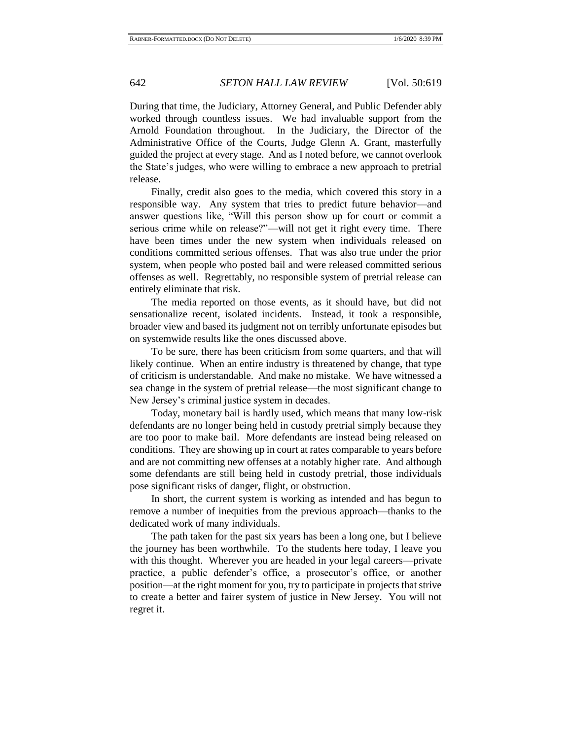During that time, the Judiciary, Attorney General, and Public Defender ably worked through countless issues. We had invaluable support from the Arnold Foundation throughout. In the Judiciary, the Director of the Administrative Office of the Courts, Judge Glenn A. Grant, masterfully guided the project at every stage. And as I noted before, we cannot overlook the State's judges, who were willing to embrace a new approach to pretrial release.

Finally, credit also goes to the media, which covered this story in a responsible way. Any system that tries to predict future behavior—and answer questions like, "Will this person show up for court or commit a serious crime while on release?"—will not get it right every time. There have been times under the new system when individuals released on conditions committed serious offenses. That was also true under the prior system, when people who posted bail and were released committed serious offenses as well. Regrettably, no responsible system of pretrial release can entirely eliminate that risk.

The media reported on those events, as it should have, but did not sensationalize recent, isolated incidents. Instead, it took a responsible, broader view and based its judgment not on terribly unfortunate episodes but on systemwide results like the ones discussed above.

To be sure, there has been criticism from some quarters, and that will likely continue. When an entire industry is threatened by change, that type of criticism is understandable. And make no mistake. We have witnessed a sea change in the system of pretrial release—the most significant change to New Jersey's criminal justice system in decades.

Today, monetary bail is hardly used, which means that many low-risk defendants are no longer being held in custody pretrial simply because they are too poor to make bail. More defendants are instead being released on conditions. They are showing up in court at rates comparable to years before and are not committing new offenses at a notably higher rate. And although some defendants are still being held in custody pretrial, those individuals pose significant risks of danger, flight, or obstruction.

In short, the current system is working as intended and has begun to remove a number of inequities from the previous approach—thanks to the dedicated work of many individuals.

The path taken for the past six years has been a long one, but I believe the journey has been worthwhile. To the students here today, I leave you with this thought. Wherever you are headed in your legal careers—private practice, a public defender's office, a prosecutor's office, or another position—at the right moment for you, try to participate in projects that strive to create a better and fairer system of justice in New Jersey. You will not regret it.